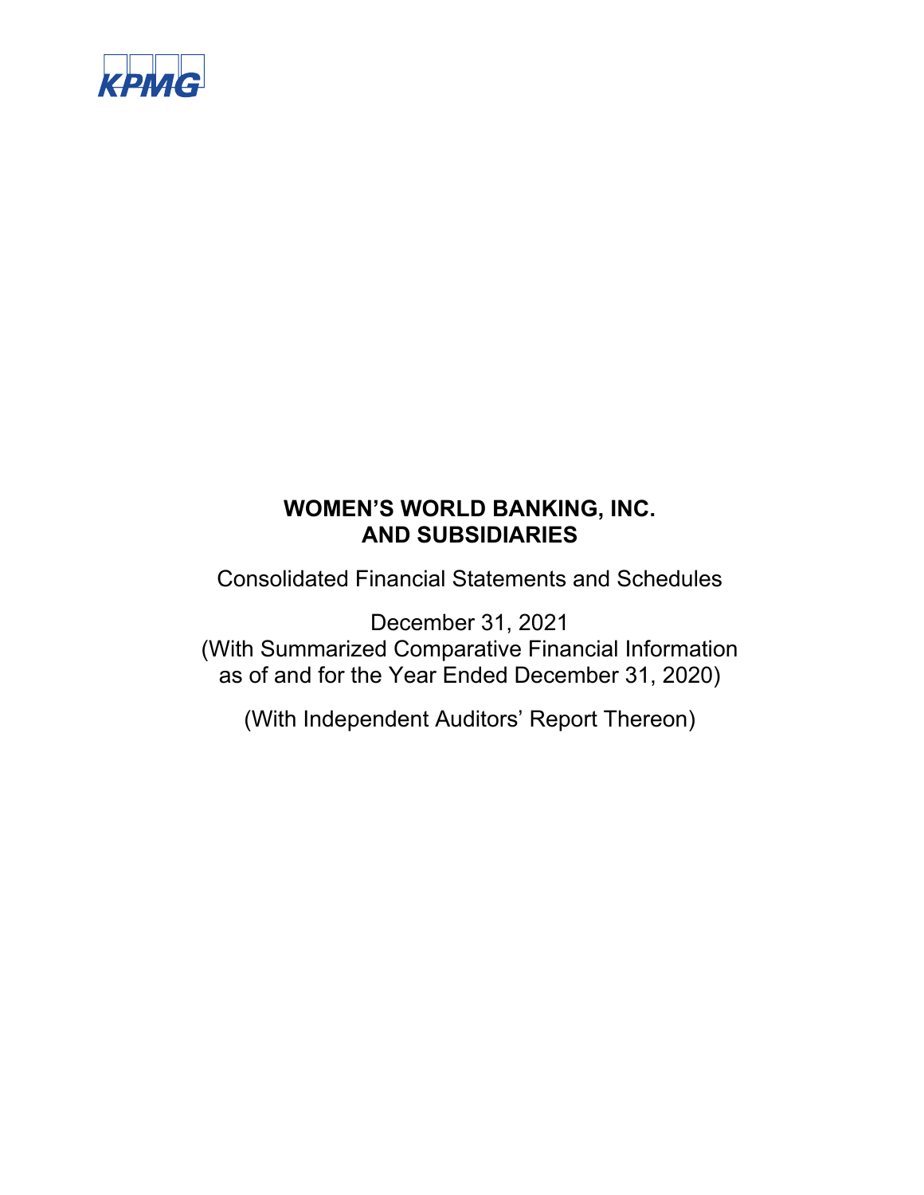KPMG

# WOMEN'S WORLD BANKING, INC. AND SUBSIDIARIES

Consolidated Financial Statements and Schedules

December 31, 2021
(With Summarized Comparative Financial Information as of and for the Year Ended December 31, 2020)

(With Independent Auditors' Report Thereon)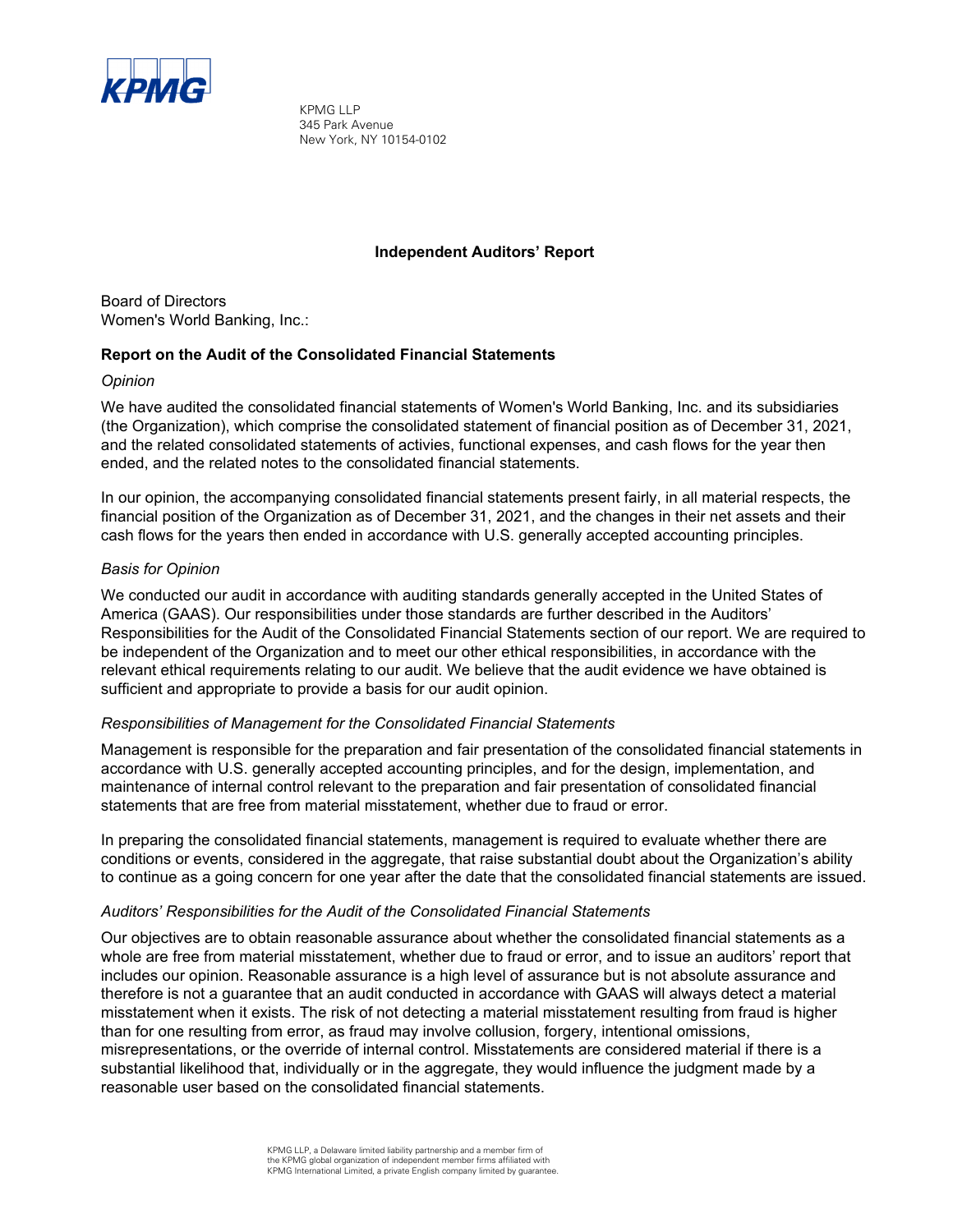KPMG LLP
345 Park Avenue
New York, NY 10154-0102

## Independent Auditors' Report

Board of Directors
Women's World Banking, Inc.:

### Report on the Audit of the Consolidated Financial Statements

*Opinion*

We have audited the consolidated financial statements of Women's World Banking, Inc. and its subsidiaries (the Organization), which comprise the consolidated statement of financial position as of December 31, 2021, and the related consolidated statements of activies, functional expenses, and cash flows for the year then ended, and the related notes to the consolidated financial statements.

In our opinion, the accompanying consolidated financial statements present fairly, in all material respects, the financial position of the Organization as of December 31, 2021, and the changes in their net assets and their cash flows for the years then ended in accordance with U.S. generally accepted accounting principles.

*Basis for Opinion*

We conducted our audit in accordance with auditing standards generally accepted in the United States of America (GAAS). Our responsibilities under those standards are further described in the Auditors' Responsibilities for the Audit of the Consolidated Financial Statements section of our report. We are required to be independent of the Organization and to meet our other ethical responsibilities, in accordance with the relevant ethical requirements relating to our audit. We believe that the audit evidence we have obtained is sufficient and appropriate to provide a basis for our audit opinion.

*Responsibilities of Management for the Consolidated Financial Statements*

Management is responsible for the preparation and fair presentation of the consolidated financial statements in accordance with U.S. generally accepted accounting principles, and for the design, implementation, and maintenance of internal control relevant to the preparation and fair presentation of consolidated financial statements that are free from material misstatement, whether due to fraud or error.

In preparing the consolidated financial statements, management is required to evaluate whether there are conditions or events, considered in the aggregate, that raise substantial doubt about the Organization's ability to continue as a going concern for one year after the date that the consolidated financial statements are issued.

*Auditors' Responsibilities for the Audit of the Consolidated Financial Statements*

Our objectives are to obtain reasonable assurance about whether the consolidated financial statements as a whole are free from material misstatement, whether due to fraud or error, and to issue an auditors' report that includes our opinion. Reasonable assurance is a high level of assurance but is not absolute assurance and therefore is not a guarantee that an audit conducted in accordance with GAAS will always detect a material misstatement when it exists. The risk of not detecting a material misstatement resulting from fraud is higher than for one resulting from error, as fraud may involve collusion, forgery, intentional omissions, misrepresentations, or the override of internal control. Misstatements are considered material if there is a substantial likelihood that, individually or in the aggregate, they would influence the judgment made by a reasonable user based on the consolidated financial statements.

KPMG LLP, a Delaware limited liability partnership and a member firm of the KPMG global organization of independent member firms affiliated with KPMG International Limited, a private English company limited by guarantee.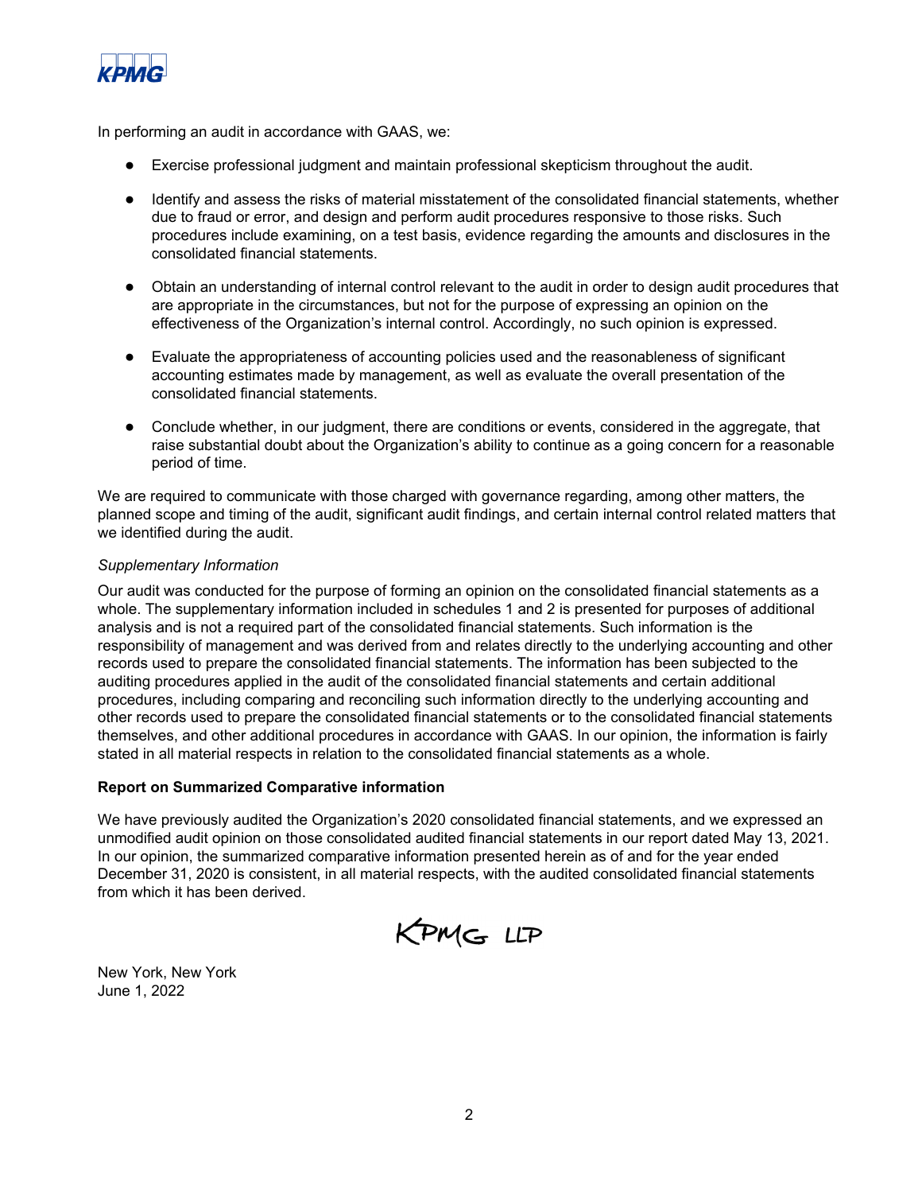In performing an audit in accordance with GAAS, we:

- Exercise professional judgment and maintain professional skepticism throughout the audit.
- Identify and assess the risks of material misstatement of the consolidated financial statements, whether due to fraud or error, and design and perform audit procedures responsive to those risks. Such procedures include examining, on a test basis, evidence regarding the amounts and disclosures in the consolidated financial statements.
- Obtain an understanding of internal control relevant to the audit in order to design audit procedures that are appropriate in the circumstances, but not for the purpose of expressing an opinion on the effectiveness of the Organization's internal control. Accordingly, no such opinion is expressed.
- Evaluate the appropriateness of accounting policies used and the reasonableness of significant accounting estimates made by management, as well as evaluate the overall presentation of the consolidated financial statements.
- Conclude whether, in our judgment, there are conditions or events, considered in the aggregate, that raise substantial doubt about the Organization's ability to continue as a going concern for a reasonable period of time.

We are required to communicate with those charged with governance regarding, among other matters, the planned scope and timing of the audit, significant audit findings, and certain internal control related matters that we identified during the audit.

*Supplementary Information*

Our audit was conducted for the purpose of forming an opinion on the consolidated financial statements as a whole. The supplementary information included in schedules 1 and 2 is presented for purposes of additional analysis and is not a required part of the consolidated financial statements. Such information is the responsibility of management and was derived from and relates directly to the underlying accounting and other records used to prepare the consolidated financial statements. The information has been subjected to the auditing procedures applied in the audit of the consolidated financial statements and certain additional procedures, including comparing and reconciling such information directly to the underlying accounting and other records used to prepare the consolidated financial statements or to the consolidated financial statements themselves, and other additional procedures in accordance with GAAS. In our opinion, the information is fairly stated in all material respects in relation to the consolidated financial statements as a whole.

**Report on Summarized Comparative information**

We have previously audited the Organization's 2020 consolidated financial statements, and we expressed an unmodified audit opinion on those consolidated audited financial statements in our report dated May 13, 2021. In our opinion, the summarized comparative information presented herein as of and for the year ended December 31, 2020 is consistent, in all material respects, with the audited consolidated financial statements from which it has been derived.

KPMG LLP

New York, New York
June 1, 2022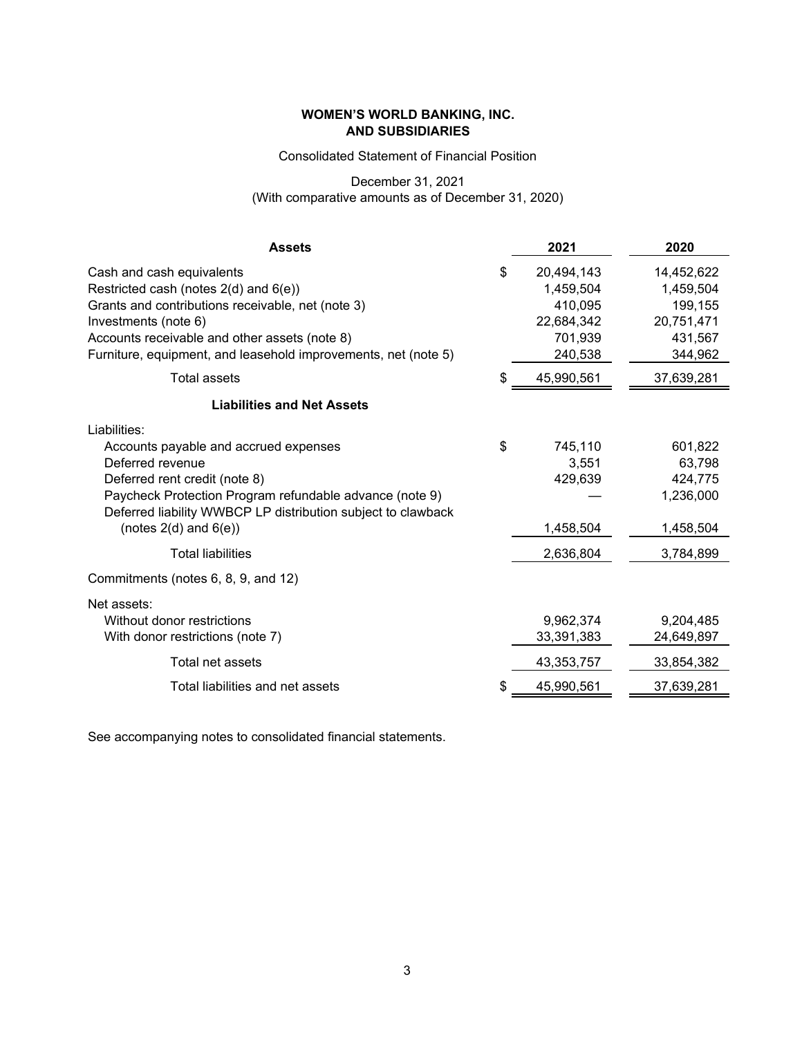**WOMEN'S WORLD BANKING, INC.**
**AND SUBSIDIARIES**

Consolidated Statement of Financial Position

December 31, 2021
(With comparative amounts as of December 31, 2020)

| **Assets** | | **2021** | **2020** |
|---|---|---|---|
| Cash and cash equivalents | $ | 20,494,143 | 14,452,622 |
| Restricted cash (notes 2(d) and 6(e)) | | 1,459,504 | 1,459,504 |
| Grants and contributions receivable, net (note 3) | | 410,095 | 199,155 |
| Investments (note 6) | | 22,684,342 | 20,751,471 |
| Accounts receivable and other assets (note 8) | | 701,939 | 431,567 |
| Furniture, equipment, and leasehold improvements, net (note 5) | | 240,538 | 344,962 |
| Total assets | $ | 45,990,561 | 37,639,281 |
| **Liabilities and Net Assets** | | | |
| Liabilities: | | | |
| Accounts payable and accrued expenses | $ | 745,110 | 601,822 |
| Deferred revenue | | 3,551 | 63,798 |
| Deferred rent credit (note 8) | | 429,639 | 424,775 |
| Paycheck Protection Program refundable advance (note 9) | | — | 1,236,000 |
| Deferred liability WWBCP LP distribution subject to clawback (notes 2(d) and 6(e)) | | 1,458,504 | 1,458,504 |
| Total liabilities | | 2,636,804 | 3,784,899 |
| Commitments (notes 6, 8, 9, and 12) | | | |
| Net assets: | | | |
| Without donor restrictions | | 9,962,374 | 9,204,485 |
| With donor restrictions (note 7) | | 33,391,383 | 24,649,897 |
| Total net assets | | 43,353,757 | 33,854,382 |
| Total liabilities and net assets | $ | 45,990,561 | 37,639,281 |

See accompanying notes to consolidated financial statements.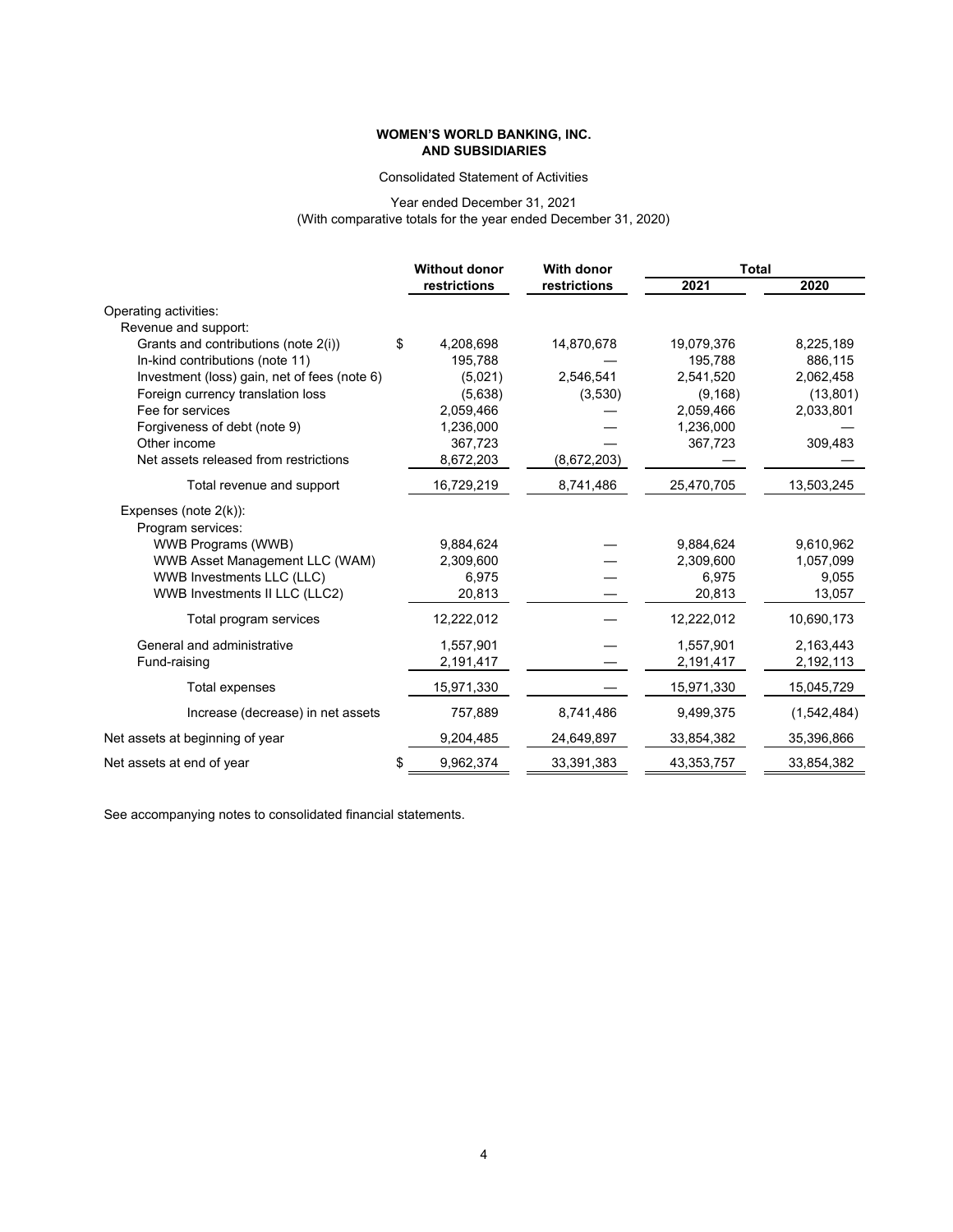**WOMEN'S WORLD BANKING, INC.**
**AND SUBSIDIARIES**

Consolidated Statement of Activities

Year ended December 31, 2021
(With comparative totals for the year ended December 31, 2020)

| | Without donor restrictions | With donor restrictions | Total 2021 | Total 2020 |
|---|---|---|---|---|
| Operating activities: | | | | |
| Revenue and support: | | | | |
| Grants and contributions (note 2(i)) | $ 4,208,698 | 14,870,678 | 19,079,376 | 8,225,189 |
| In-kind contributions (note 11) | 195,788 | — | 195,788 | 886,115 |
| Investment (loss) gain, net of fees (note 6) | (5,021) | 2,546,541 | 2,541,520 | 2,062,458 |
| Foreign currency translation loss | (5,638) | (3,530) | (9,168) | (13,801) |
| Fee for services | 2,059,466 | — | 2,059,466 | 2,033,801 |
| Forgiveness of debt (note 9) | 1,236,000 | — | 1,236,000 | — |
| Other income | 367,723 | — | 367,723 | 309,483 |
| Net assets released from restrictions | 8,672,203 | (8,672,203) | — | — |
| Total revenue and support | 16,729,219 | 8,741,486 | 25,470,705 | 13,503,245 |
| Expenses (note 2(k)): | | | | |
| Program services: | | | | |
| WWB Programs (WWB) | 9,884,624 | — | 9,884,624 | 9,610,962 |
| WWB Asset Management LLC (WAM) | 2,309,600 | — | 2,309,600 | 1,057,099 |
| WWB Investments LLC (LLC) | 6,975 | — | 6,975 | 9,055 |
| WWB Investments II LLC (LLC2) | 20,813 | — | 20,813 | 13,057 |
| Total program services | 12,222,012 | — | 12,222,012 | 10,690,173 |
| General and administrative | 1,557,901 | — | 1,557,901 | 2,163,443 |
| Fund-raising | 2,191,417 | — | 2,191,417 | 2,192,113 |
| Total expenses | 15,971,330 | — | 15,971,330 | 15,045,729 |
| Increase (decrease) in net assets | 757,889 | 8,741,486 | 9,499,375 | (1,542,484) |
| Net assets at beginning of year | 9,204,485 | 24,649,897 | 33,854,382 | 35,396,866 |
| Net assets at end of year | $ 9,962,374 | 33,391,383 | 43,353,757 | 33,854,382 |

See accompanying notes to consolidated financial statements.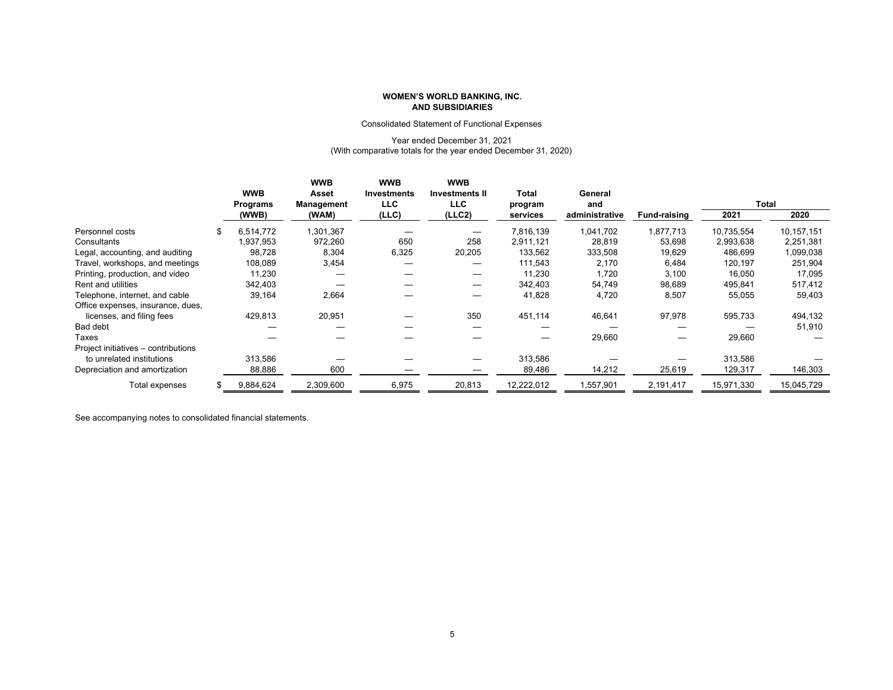**WOMEN'S WORLD BANKING, INC.**
**AND SUBSIDIARIES**

Consolidated Statement of Functional Expenses

Year ended December 31, 2021
(With comparative totals for the year ended December 31, 2020)

| | WWB Programs (WWB) | WWB Asset Management (WAM) | WWB Investments LLC (LLC) | WWB Investments II LLC (LLC2) | Total program services | General and administrative | Fund-raising | Total 2021 | Total 2020 |
|---|---|---|---|---|---|---|---|---|---|
| Personnel costs | $ 6,514,772 | 1,301,367 | — | — | 7,816,139 | 1,041,702 | 1,877,713 | 10,735,554 | 10,157,151 |
| Consultants | 1,937,953 | 972,260 | 650 | 258 | 2,911,121 | 28,819 | 53,698 | 2,993,638 | 2,251,381 |
| Legal, accounting, and auditing | 98,728 | 8,304 | 6,325 | 20,205 | 133,562 | 333,508 | 19,629 | 486,699 | 1,099,038 |
| Travel, workshops, and meetings | 108,089 | 3,454 | — | — | 111,543 | 2,170 | 6,484 | 120,197 | 251,904 |
| Printing, production, and video | 11,230 | — | — | — | 11,230 | 1,720 | 3,100 | 16,050 | 17,095 |
| Rent and utilities | 342,403 | — | — | — | 342,403 | 54,749 | 98,689 | 495,841 | 517,412 |
| Telephone, internet, and cable | 39,164 | 2,664 | — | — | 41,828 | 4,720 | 8,507 | 55,055 | 59,403 |
| Office expenses, insurance, dues, licenses, and filing fees | 429,813 | 20,951 | — | 350 | 451,114 | 46,641 | 97,978 | 595,733 | 494,132 |
| Bad debt | — | — | — | — | — | — | — | — | 51,910 |
| Taxes | — | — | — | — | — | 29,660 | — | 29,660 | — |
| Project initiatives – contributions to unrelated institutions | 313,586 | — | — | — | 313,586 | — | — | 313,586 | — |
| Depreciation and amortization | 88,886 | 600 | — | — | 89,486 | 14,212 | 25,619 | 129,317 | 146,303 |
| Total expenses | $ 9,884,624 | 2,309,600 | 6,975 | 20,813 | 12,222,012 | 1,557,901 | 2,191,417 | 15,971,330 | 15,045,729 |

See accompanying notes to consolidated financial statements.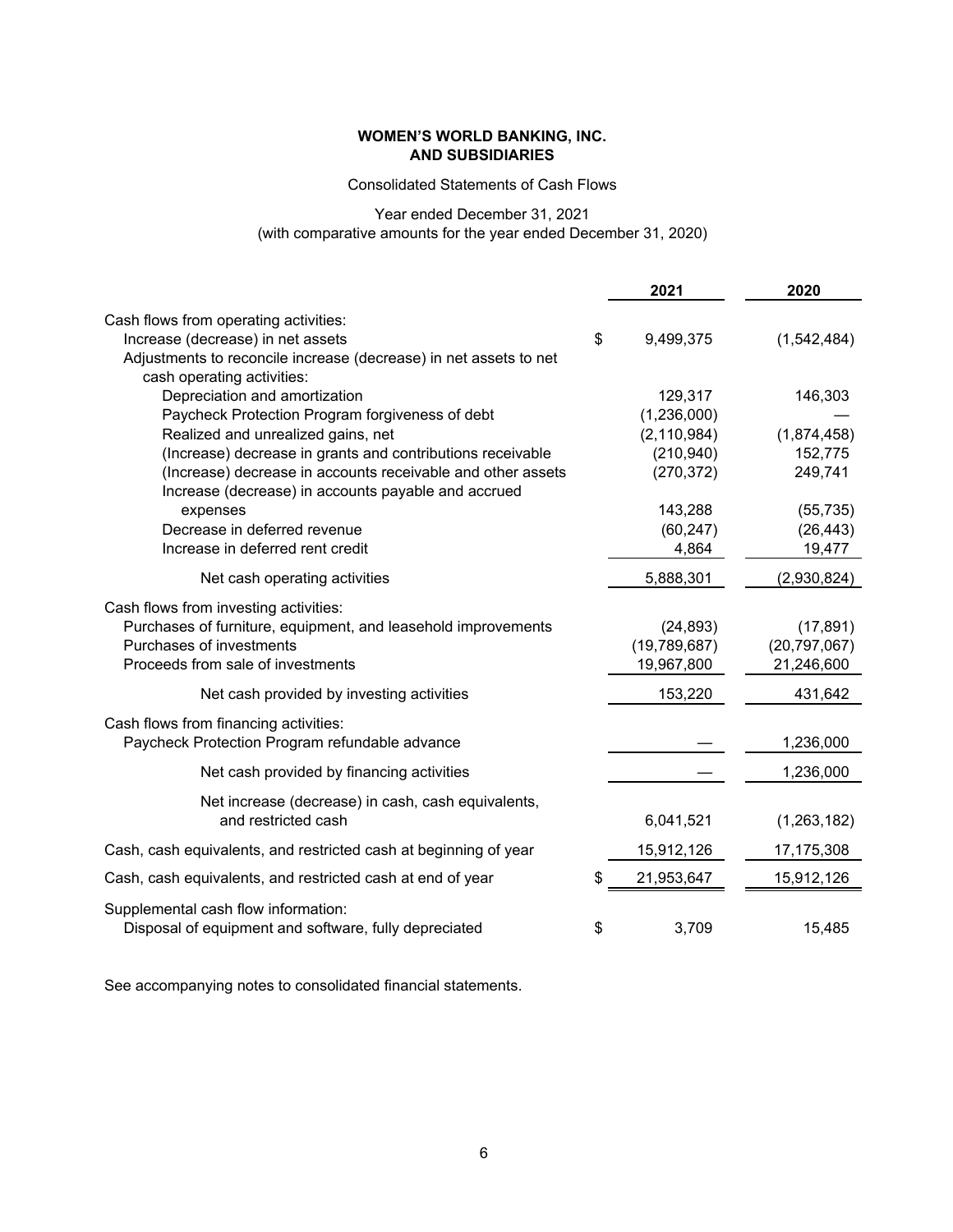**WOMEN'S WORLD BANKING, INC.**
**AND SUBSIDIARIES**

Consolidated Statements of Cash Flows

Year ended December 31, 2021
(with comparative amounts for the year ended December 31, 2020)

| | | 2021 | 2020 |
|---|---|---|---|
| Cash flows from operating activities: | | | |
| Increase (decrease) in net assets | $ | 9,499,375 | (1,542,484) |
| Adjustments to reconcile increase (decrease) in net assets to net cash operating activities: | | | |
| Depreciation and amortization | | 129,317 | 146,303 |
| Paycheck Protection Program forgiveness of debt | | (1,236,000) | — |
| Realized and unrealized gains, net | | (2,110,984) | (1,874,458) |
| (Increase) decrease in grants and contributions receivable | | (210,940) | 152,775 |
| (Increase) decrease in accounts receivable and other assets | | (270,372) | 249,741 |
| Increase (decrease) in accounts payable and accrued expenses | | 143,288 | (55,735) |
| Decrease in deferred revenue | | (60,247) | (26,443) |
| Increase in deferred rent credit | | 4,864 | 19,477 |
| Net cash operating activities | | 5,888,301 | (2,930,824) |
| Cash flows from investing activities: | | | |
| Purchases of furniture, equipment, and leasehold improvements | | (24,893) | (17,891) |
| Purchases of investments | | (19,789,687) | (20,797,067) |
| Proceeds from sale of investments | | 19,967,800 | 21,246,600 |
| Net cash provided by investing activities | | 153,220 | 431,642 |
| Cash flows from financing activities: | | | |
| Paycheck Protection Program refundable advance | | — | 1,236,000 |
| Net cash provided by financing activities | | — | 1,236,000 |
| Net increase (decrease) in cash, cash equivalents, and restricted cash | | 6,041,521 | (1,263,182) |
| Cash, cash equivalents, and restricted cash at beginning of year | | 15,912,126 | 17,175,308 |
| Cash, cash equivalents, and restricted cash at end of year | $ | 21,953,647 | 15,912,126 |
| Supplemental cash flow information: | | | |
| Disposal of equipment and software, fully depreciated | $ | 3,709 | 15,485 |

See accompanying notes to consolidated financial statements.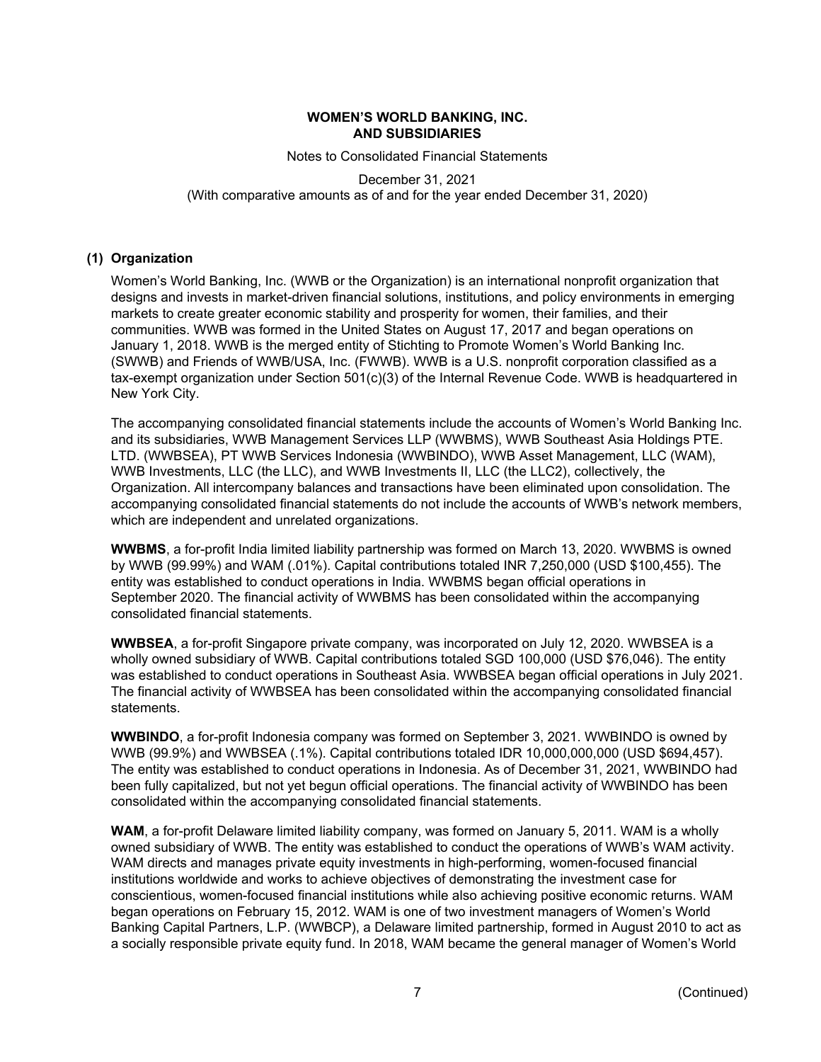**WOMEN'S WORLD BANKING, INC.**
**AND SUBSIDIARIES**

Notes to Consolidated Financial Statements

December 31, 2021
(With comparative amounts as of and for the year ended December 31, 2020)

## (1) Organization

Women's World Banking, Inc. (WWB or the Organization) is an international nonprofit organization that designs and invests in market-driven financial solutions, institutions, and policy environments in emerging markets to create greater economic stability and prosperity for women, their families, and their communities. WWB was formed in the United States on August 17, 2017 and began operations on January 1, 2018. WWB is the merged entity of Stichting to Promote Women's World Banking Inc. (SWWB) and Friends of WWB/USA, Inc. (FWWB). WWB is a U.S. nonprofit corporation classified as a tax-exempt organization under Section 501(c)(3) of the Internal Revenue Code. WWB is headquartered in New York City.

The accompanying consolidated financial statements include the accounts of Women's World Banking Inc. and its subsidiaries, WWB Management Services LLP (WWBMS), WWB Southeast Asia Holdings PTE. LTD. (WWBSEA), PT WWB Services Indonesia (WWBINDO), WWB Asset Management, LLC (WAM), WWB Investments, LLC (the LLC), and WWB Investments II, LLC (the LLC2), collectively, the Organization. All intercompany balances and transactions have been eliminated upon consolidation. The accompanying consolidated financial statements do not include the accounts of WWB's network members, which are independent and unrelated organizations.

**WWBMS**, a for-profit India limited liability partnership was formed on March 13, 2020. WWBMS is owned by WWB (99.99%) and WAM (.01%). Capital contributions totaled INR 7,250,000 (USD $100,455). The entity was established to conduct operations in India. WWBMS began official operations in September 2020. The financial activity of WWBMS has been consolidated within the accompanying consolidated financial statements.

**WWBSEA**, a for-profit Singapore private company, was incorporated on July 12, 2020. WWBSEA is a wholly owned subsidiary of WWB. Capital contributions totaled SGD 100,000 (USD $76,046). The entity was established to conduct operations in Southeast Asia. WWBSEA began official operations in July 2021. The financial activity of WWBSEA has been consolidated within the accompanying consolidated financial statements.

**WWBINDO**, a for-profit Indonesia company was formed on September 3, 2021. WWBINDO is owned by WWB (99.9%) and WWBSEA (.1%). Capital contributions totaled IDR 10,000,000,000 (USD $694,457). The entity was established to conduct operations in Indonesia. As of December 31, 2021, WWBINDO had been fully capitalized, but not yet begun official operations. The financial activity of WWBINDO has been consolidated within the accompanying consolidated financial statements.

**WAM**, a for-profit Delaware limited liability company, was formed on January 5, 2011. WAM is a wholly owned subsidiary of WWB. The entity was established to conduct the operations of WWB's WAM activity. WAM directs and manages private equity investments in high-performing, women-focused financial institutions worldwide and works to achieve objectives of demonstrating the investment case for conscientious, women-focused financial institutions while also achieving positive economic returns. WAM began operations on February 15, 2012. WAM is one of two investment managers of Women's World Banking Capital Partners, L.P. (WWBCP), a Delaware limited partnership, formed in August 2010 to act as a socially responsible private equity fund. In 2018, WAM became the general manager of Women's World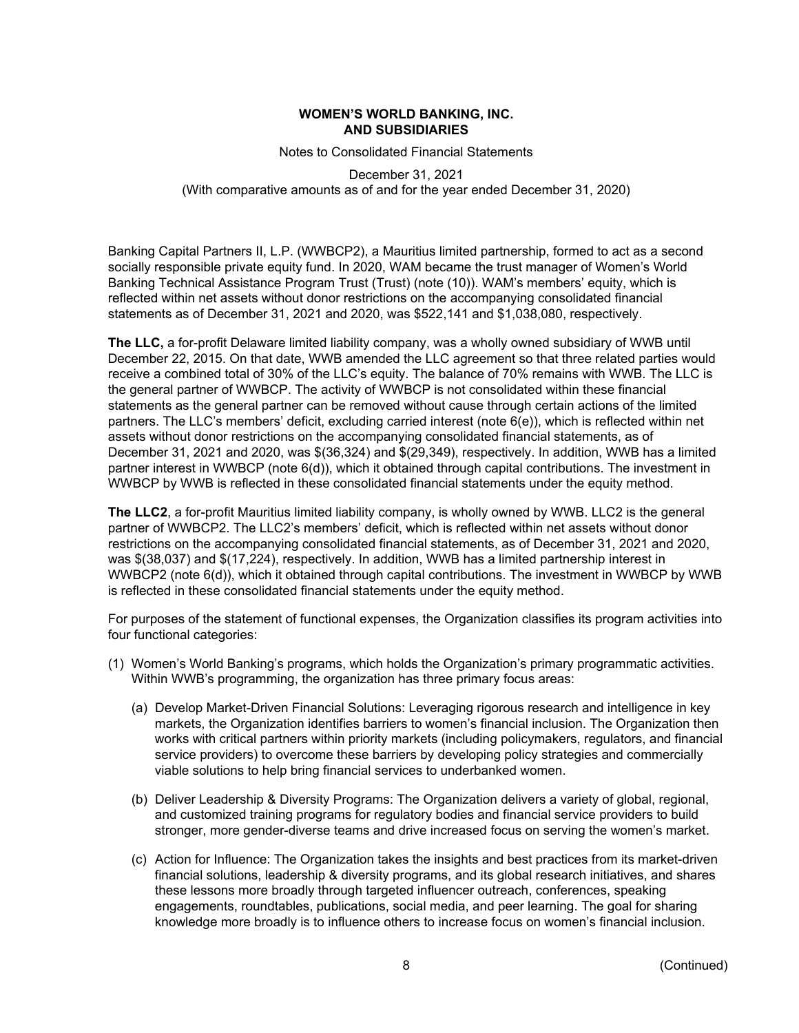Banking Capital Partners II, L.P. (WWBCP2), a Mauritius limited partnership, formed to act as a second socially responsible private equity fund. In 2020, WAM became the trust manager of Women's World Banking Technical Assistance Program Trust (Trust) (note (10)). WAM's members' equity, which is reflected within net assets without donor restrictions on the accompanying consolidated financial statements as of December 31, 2021 and 2020, was $522,141 and $1,038,080, respectively.

**The LLC,** a for-profit Delaware limited liability company, was a wholly owned subsidiary of WWB until December 22, 2015. On that date, WWB amended the LLC agreement so that three related parties would receive a combined total of 30% of the LLC's equity. The balance of 70% remains with WWB. The LLC is the general partner of WWBCP. The activity of WWBCP is not consolidated within these financial statements as the general partner can be removed without cause through certain actions of the limited partners. The LLC's members' deficit, excluding carried interest (note 6(e)), which is reflected within net assets without donor restrictions on the accompanying consolidated financial statements, as of December 31, 2021 and 2020, was $(36,324) and $(29,349), respectively. In addition, WWB has a limited partner interest in WWBCP (note 6(d)), which it obtained through capital contributions. The investment in WWBCP by WWB is reflected in these consolidated financial statements under the equity method.

**The LLC2**, a for-profit Mauritius limited liability company, is wholly owned by WWB. LLC2 is the general partner of WWBCP2. The LLC2's members' deficit, which is reflected within net assets without donor restrictions on the accompanying consolidated financial statements, as of December 31, 2021 and 2020, was $(38,037) and $(17,224), respectively. In addition, WWB has a limited partnership interest in WWBCP2 (note 6(d)), which it obtained through capital contributions. The investment in WWBCP by WWB is reflected in these consolidated financial statements under the equity method.

For purposes of the statement of functional expenses, the Organization classifies its program activities into four functional categories:

(1) Women's World Banking's programs, which holds the Organization's primary programmatic activities. Within WWB's programming, the organization has three primary focus areas:

   (a) Develop Market-Driven Financial Solutions: Leveraging rigorous research and intelligence in key markets, the Organization identifies barriers to women's financial inclusion. The Organization then works with critical partners within priority markets (including policymakers, regulators, and financial service providers) to overcome these barriers by developing policy strategies and commercially viable solutions to help bring financial services to underbanked women.

   (b) Deliver Leadership & Diversity Programs: The Organization delivers a variety of global, regional, and customized training programs for regulatory bodies and financial service providers to build stronger, more gender-diverse teams and drive increased focus on serving the women's market.

   (c) Action for Influence: The Organization takes the insights and best practices from its market-driven financial solutions, leadership & diversity programs, and its global research initiatives, and shares these lessons more broadly through targeted influencer outreach, conferences, speaking engagements, roundtables, publications, social media, and peer learning. The goal for sharing knowledge more broadly is to influence others to increase focus on women's financial inclusion.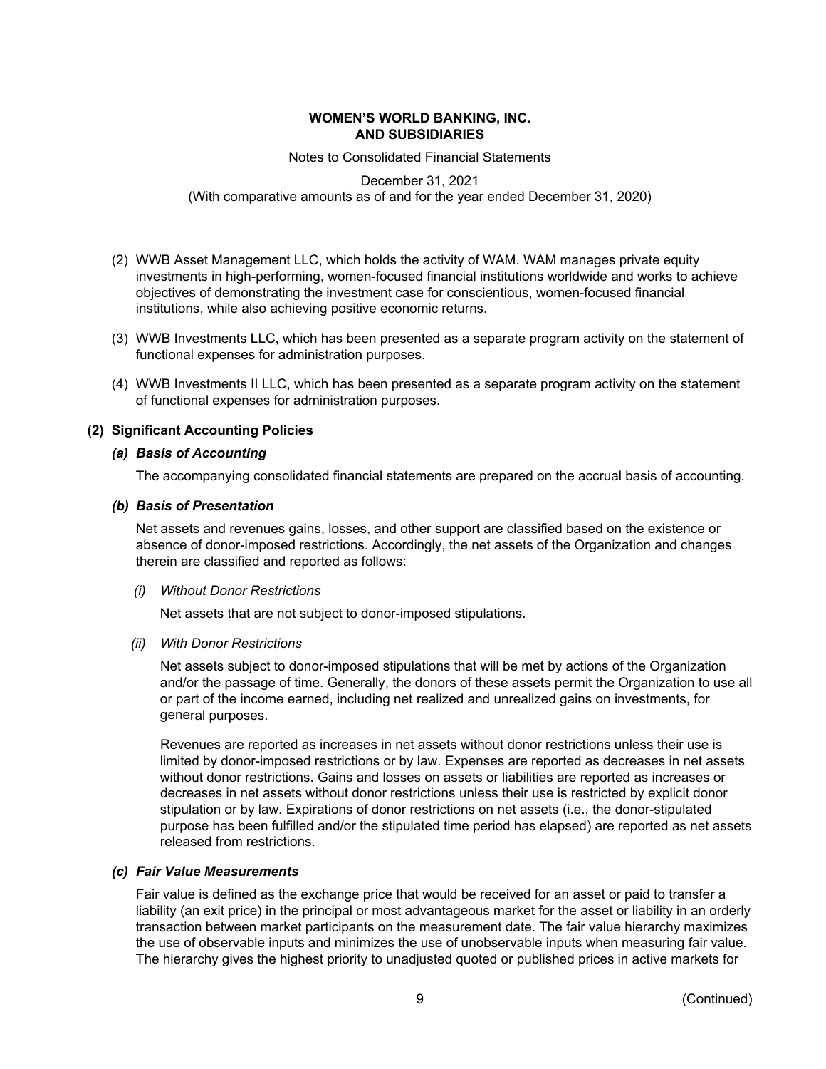(2) WWB Asset Management LLC, which holds the activity of WAM. WAM manages private equity investments in high-performing, women-focused financial institutions worldwide and works to achieve objectives of demonstrating the investment case for conscientious, women-focused financial institutions, while also achieving positive economic returns.

(3) WWB Investments LLC, which has been presented as a separate program activity on the statement of functional expenses for administration purposes.

(4) WWB Investments II LLC, which has been presented as a separate program activity on the statement of functional expenses for administration purposes.

## (2) Significant Accounting Policies

### *(a) Basis of Accounting*

The accompanying consolidated financial statements are prepared on the accrual basis of accounting.

### *(b) Basis of Presentation*

Net assets and revenues gains, losses, and other support are classified based on the existence or absence of donor-imposed restrictions. Accordingly, the net assets of the Organization and changes therein are classified and reported as follows:

*(i) Without Donor Restrictions*

Net assets that are not subject to donor-imposed stipulations.

*(ii) With Donor Restrictions*

Net assets subject to donor-imposed stipulations that will be met by actions of the Organization and/or the passage of time. Generally, the donors of these assets permit the Organization to use all or part of the income earned, including net realized and unrealized gains on investments, for general purposes.

Revenues are reported as increases in net assets without donor restrictions unless their use is limited by donor-imposed restrictions or by law. Expenses are reported as decreases in net assets without donor restrictions. Gains and losses on assets or liabilities are reported as increases or decreases in net assets without donor restrictions unless their use is restricted by explicit donor stipulation or by law. Expirations of donor restrictions on net assets (i.e., the donor-stipulated purpose has been fulfilled and/or the stipulated time period has elapsed) are reported as net assets released from restrictions.

### *(c) Fair Value Measurements*

Fair value is defined as the exchange price that would be received for an asset or paid to transfer a liability (an exit price) in the principal or most advantageous market for the asset or liability in an orderly transaction between market participants on the measurement date. The fair value hierarchy maximizes the use of observable inputs and minimizes the use of unobservable inputs when measuring fair value. The hierarchy gives the highest priority to unadjusted quoted or published prices in active markets for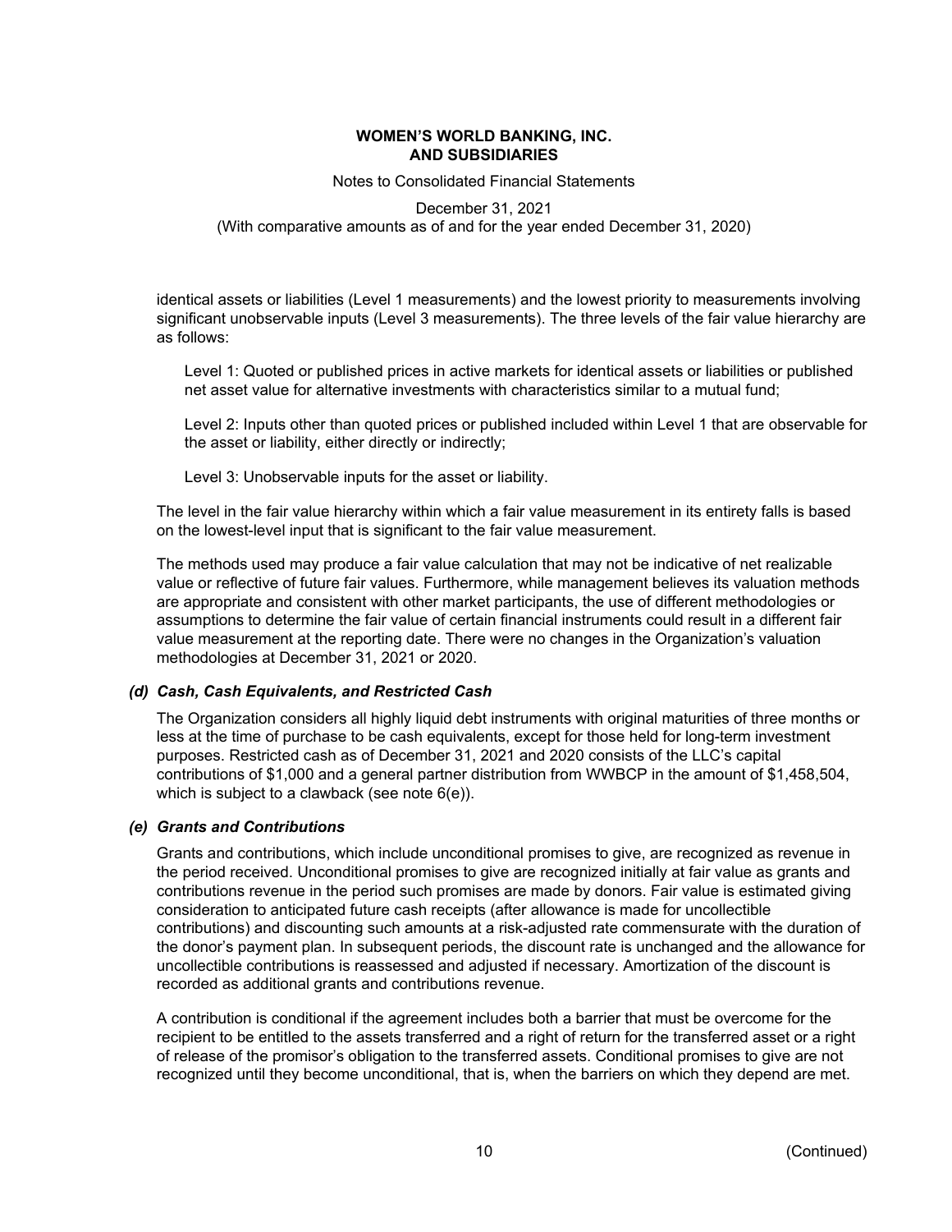identical assets or liabilities (Level 1 measurements) and the lowest priority to measurements involving significant unobservable inputs (Level 3 measurements). The three levels of the fair value hierarchy are as follows:

Level 1: Quoted or published prices in active markets for identical assets or liabilities or published net asset value for alternative investments with characteristics similar to a mutual fund;

Level 2: Inputs other than quoted prices or published included within Level 1 that are observable for the asset or liability, either directly or indirectly;

Level 3: Unobservable inputs for the asset or liability.

The level in the fair value hierarchy within which a fair value measurement in its entirety falls is based on the lowest-level input that is significant to the fair value measurement.

The methods used may produce a fair value calculation that may not be indicative of net realizable value or reflective of future fair values. Furthermore, while management believes its valuation methods are appropriate and consistent with other market participants, the use of different methodologies or assumptions to determine the fair value of certain financial instruments could result in a different fair value measurement at the reporting date. There were no changes in the Organization's valuation methodologies at December 31, 2021 or 2020.

### *(d) Cash, Cash Equivalents, and Restricted Cash*

The Organization considers all highly liquid debt instruments with original maturities of three months or less at the time of purchase to be cash equivalents, except for those held for long-term investment purposes. Restricted cash as of December 31, 2021 and 2020 consists of the LLC's capital contributions of $1,000 and a general partner distribution from WWBCP in the amount of $1,458,504, which is subject to a clawback (see note 6(e)).

### *(e) Grants and Contributions*

Grants and contributions, which include unconditional promises to give, are recognized as revenue in the period received. Unconditional promises to give are recognized initially at fair value as grants and contributions revenue in the period such promises are made by donors. Fair value is estimated giving consideration to anticipated future cash receipts (after allowance is made for uncollectible contributions) and discounting such amounts at a risk-adjusted rate commensurate with the duration of the donor's payment plan. In subsequent periods, the discount rate is unchanged and the allowance for uncollectible contributions is reassessed and adjusted if necessary. Amortization of the discount is recorded as additional grants and contributions revenue.

A contribution is conditional if the agreement includes both a barrier that must be overcome for the recipient to be entitled to the assets transferred and a right of return for the transferred asset or a right of release of the promisor's obligation to the transferred assets. Conditional promises to give are not recognized until they become unconditional, that is, when the barriers on which they depend are met.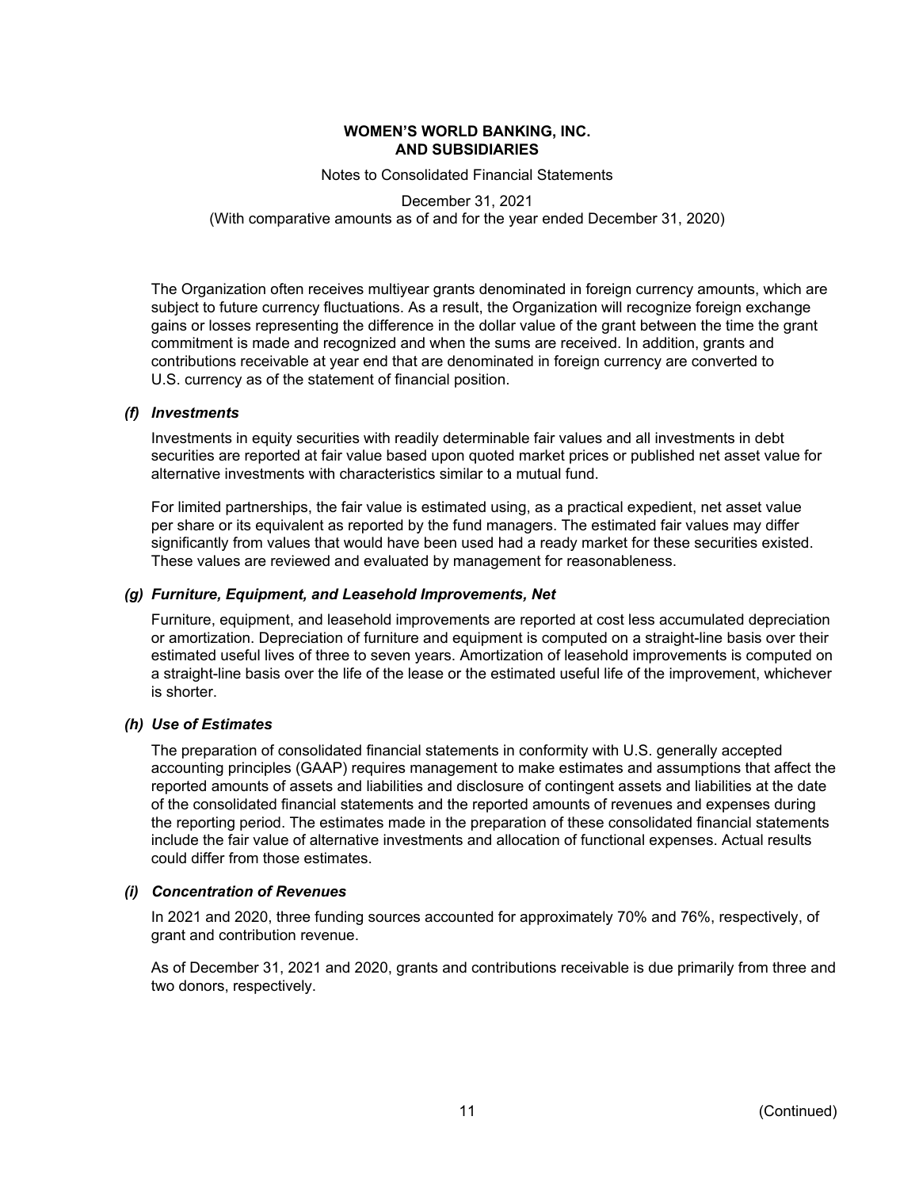The Organization often receives multiyear grants denominated in foreign currency amounts, which are subject to future currency fluctuations. As a result, the Organization will recognize foreign exchange gains or losses representing the difference in the dollar value of the grant between the time the grant commitment is made and recognized and when the sums are received. In addition, grants and contributions receivable at year end that are denominated in foreign currency are converted to U.S. currency as of the statement of financial position.

### *(f) Investments*

Investments in equity securities with readily determinable fair values and all investments in debt securities are reported at fair value based upon quoted market prices or published net asset value for alternative investments with characteristics similar to a mutual fund.

For limited partnerships, the fair value is estimated using, as a practical expedient, net asset value per share or its equivalent as reported by the fund managers. The estimated fair values may differ significantly from values that would have been used had a ready market for these securities existed. These values are reviewed and evaluated by management for reasonableness.

### *(g) Furniture, Equipment, and Leasehold Improvements, Net*

Furniture, equipment, and leasehold improvements are reported at cost less accumulated depreciation or amortization. Depreciation of furniture and equipment is computed on a straight-line basis over their estimated useful lives of three to seven years. Amortization of leasehold improvements is computed on a straight-line basis over the life of the lease or the estimated useful life of the improvement, whichever is shorter.

### *(h) Use of Estimates*

The preparation of consolidated financial statements in conformity with U.S. generally accepted accounting principles (GAAP) requires management to make estimates and assumptions that affect the reported amounts of assets and liabilities and disclosure of contingent assets and liabilities at the date of the consolidated financial statements and the reported amounts of revenues and expenses during the reporting period. The estimates made in the preparation of these consolidated financial statements include the fair value of alternative investments and allocation of functional expenses. Actual results could differ from those estimates.

### *(i) Concentration of Revenues*

In 2021 and 2020, three funding sources accounted for approximately 70% and 76%, respectively, of grant and contribution revenue.

As of December 31, 2021 and 2020, grants and contributions receivable is due primarily from three and two donors, respectively.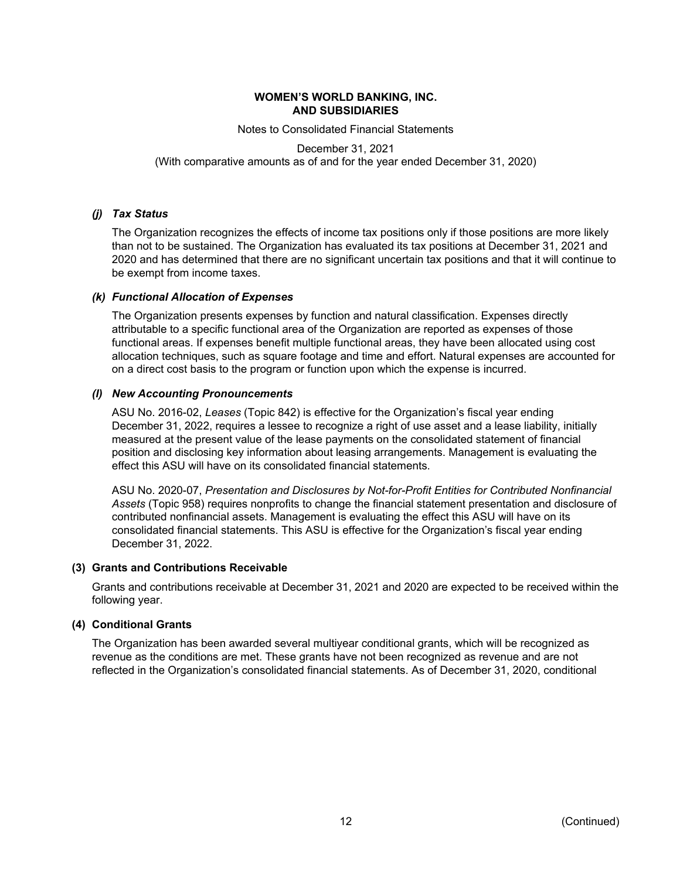### *(j) Tax Status*

The Organization recognizes the effects of income tax positions only if those positions are more likely than not to be sustained. The Organization has evaluated its tax positions at December 31, 2021 and 2020 and has determined that there are no significant uncertain tax positions and that it will continue to be exempt from income taxes.

### *(k) Functional Allocation of Expenses*

The Organization presents expenses by function and natural classification. Expenses directly attributable to a specific functional area of the Organization are reported as expenses of those functional areas. If expenses benefit multiple functional areas, they have been allocated using cost allocation techniques, such as square footage and time and effort. Natural expenses are accounted for on a direct cost basis to the program or function upon which the expense is incurred.

### *(l) New Accounting Pronouncements*

ASU No. 2016-02, *Leases* (Topic 842) is effective for the Organization's fiscal year ending December 31, 2022, requires a lessee to recognize a right of use asset and a lease liability, initially measured at the present value of the lease payments on the consolidated statement of financial position and disclosing key information about leasing arrangements. Management is evaluating the effect this ASU will have on its consolidated financial statements.

ASU No. 2020-07, *Presentation and Disclosures by Not-for-Profit Entities for Contributed Nonfinancial Assets* (Topic 958) requires nonprofits to change the financial statement presentation and disclosure of contributed nonfinancial assets. Management is evaluating the effect this ASU will have on its consolidated financial statements. This ASU is effective for the Organization's fiscal year ending December 31, 2022.

## (3) Grants and Contributions Receivable

Grants and contributions receivable at December 31, 2021 and 2020 are expected to be received within the following year.

## (4) Conditional Grants

The Organization has been awarded several multiyear conditional grants, which will be recognized as revenue as the conditions are met. These grants have not been recognized as revenue and are not reflected in the Organization's consolidated financial statements. As of December 31, 2020, conditional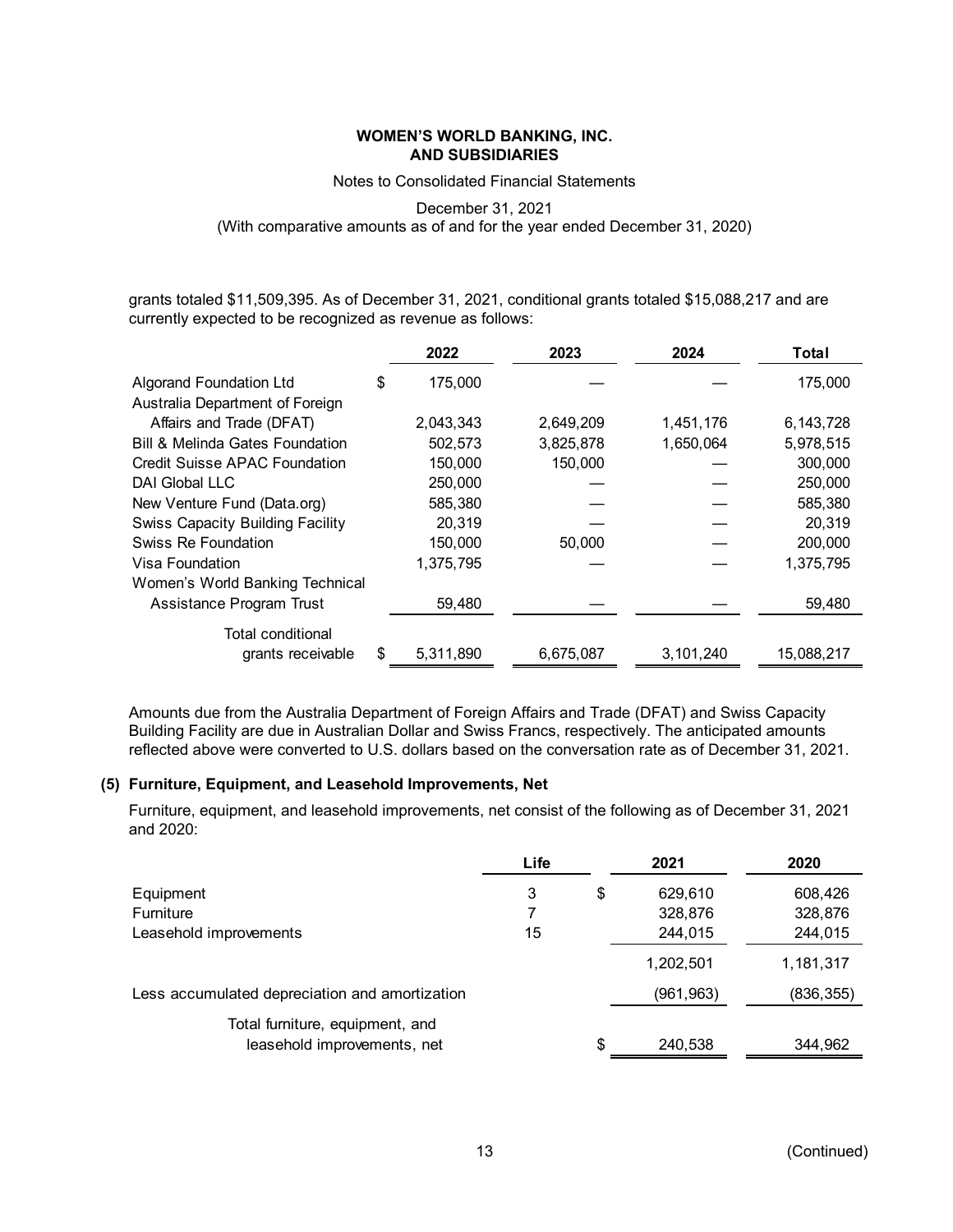grants totaled $11,509,395. As of December 31, 2021, conditional grants totaled $15,088,217 and are currently expected to be recognized as revenue as follows:

| | 2022 | 2023 | 2024 | Total |
|---|---|---|---|---|
| Algorand Foundation Ltd | $ 175,000 | — | — | 175,000 |
| Australia Department of Foreign Affairs and Trade (DFAT) | 2,043,343 | 2,649,209 | 1,451,176 | 6,143,728 |
| Bill & Melinda Gates Foundation | 502,573 | 3,825,878 | 1,650,064 | 5,978,515 |
| Credit Suisse APAC Foundation | 150,000 | 150,000 | — | 300,000 |
| DAI Global LLC | 250,000 | — | — | 250,000 |
| New Venture Fund (Data.org) | 585,380 | — | — | 585,380 |
| Swiss Capacity Building Facility | 20,319 | — | — | 20,319 |
| Swiss Re Foundation | 150,000 | 50,000 | — | 200,000 |
| Visa Foundation | 1,375,795 | — | — | 1,375,795 |
| Women's World Banking Technical Assistance Program Trust | 59,480 | — | — | 59,480 |
| Total conditional grants receivable | $ 5,311,890 | 6,675,087 | 3,101,240 | 15,088,217 |

Amounts due from the Australia Department of Foreign Affairs and Trade (DFAT) and Swiss Capacity Building Facility are due in Australian Dollar and Swiss Francs, respectively. The anticipated amounts reflected above were converted to U.S. dollars based on the conversation rate as of December 31, 2021.

## (5) Furniture, Equipment, and Leasehold Improvements, Net

Furniture, equipment, and leasehold improvements, net consist of the following as of December 31, 2021 and 2020:

| | Life | 2021 | 2020 |
|---|---|---|---|
| Equipment | 3 | $ 629,610 | 608,426 |
| Furniture | 7 | 328,876 | 328,876 |
| Leasehold improvements | 15 | 244,015 | 244,015 |
| | | 1,202,501 | 1,181,317 |
| Less accumulated depreciation and amortization | | (961,963) | (836,355) |
| Total furniture, equipment, and leasehold improvements, net | | $ 240,538 | 344,962 |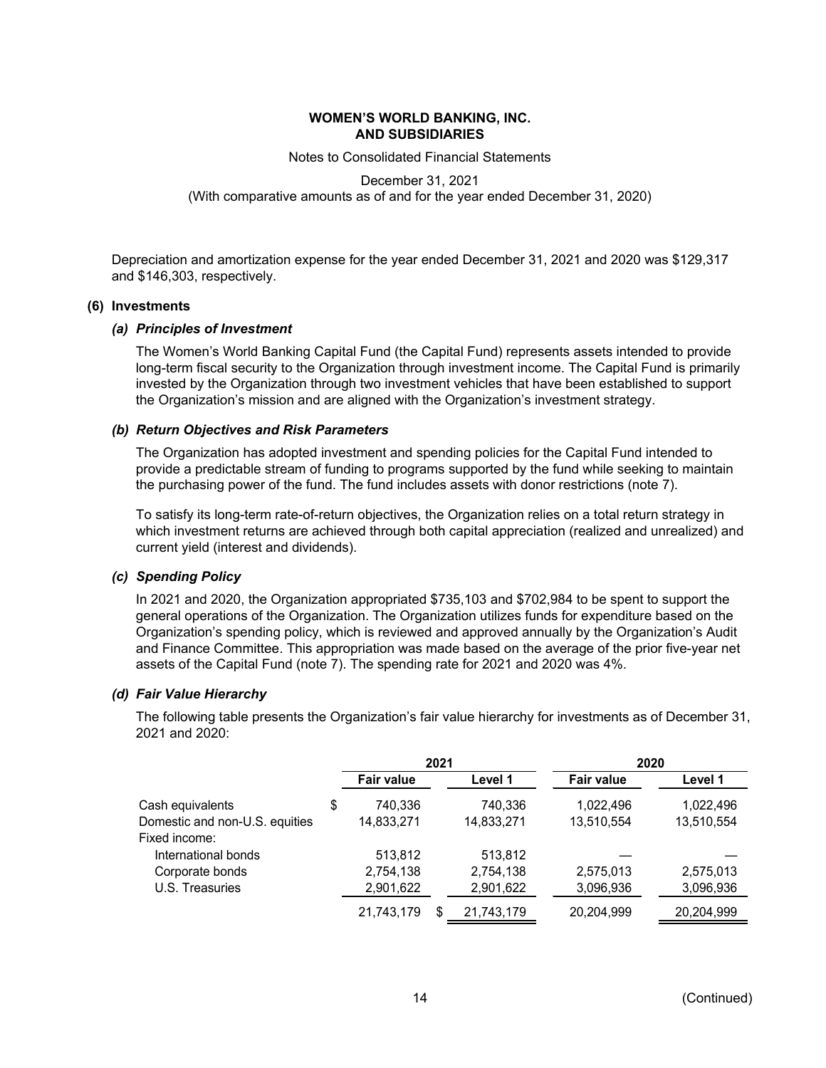Depreciation and amortization expense for the year ended December 31, 2021 and 2020 was $129,317 and $146,303, respectively.

## (6) Investments

### *(a) Principles of Investment*

The Women's World Banking Capital Fund (the Capital Fund) represents assets intended to provide long-term fiscal security to the Organization through investment income. The Capital Fund is primarily invested by the Organization through two investment vehicles that have been established to support the Organization's mission and are aligned with the Organization's investment strategy.

### *(b) Return Objectives and Risk Parameters*

The Organization has adopted investment and spending policies for the Capital Fund intended to provide a predictable stream of funding to programs supported by the fund while seeking to maintain the purchasing power of the fund. The fund includes assets with donor restrictions (note 7).

To satisfy its long-term rate-of-return objectives, the Organization relies on a total return strategy in which investment returns are achieved through both capital appreciation (realized and unrealized) and current yield (interest and dividends).

### *(c) Spending Policy*

In 2021 and 2020, the Organization appropriated $735,103 and $702,984 to be spent to support the general operations of the Organization. The Organization utilizes funds for expenditure based on the Organization's spending policy, which is reviewed and approved annually by the Organization's Audit and Finance Committee. This appropriation was made based on the average of the prior five-year net assets of the Capital Fund (note 7). The spending rate for 2021 and 2020 was 4%.

### *(d) Fair Value Hierarchy*

The following table presents the Organization's fair value hierarchy for investments as of December 31, 2021 and 2020:

| | 2021 | | 2020 | |
|---|---|---|---|---|
| | **Fair value** | **Level 1** | **Fair value** | **Level 1** |
| Cash equivalents | $ 740,336 | 740,336 | 1,022,496 | 1,022,496 |
| Domestic and non-U.S. equities | 14,833,271 | 14,833,271 | 13,510,554 | 13,510,554 |
| Fixed income: | | | | |
| International bonds | 513,812 | 513,812 | — | — |
| Corporate bonds | 2,754,138 | 2,754,138 | 2,575,013 | 2,575,013 |
| U.S. Treasuries | 2,901,622 | 2,901,622 | 3,096,936 | 3,096,936 |
| | 21,743,179 | $ 21,743,179 | 20,204,999 | 20,204,999 |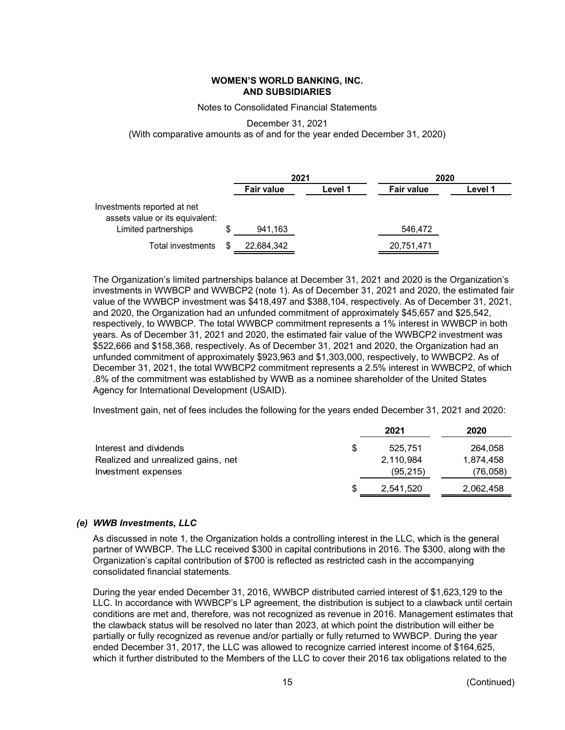**WOMEN'S WORLD BANKING, INC.**
**AND SUBSIDIARIES**

Notes to Consolidated Financial Statements

December 31, 2021
(With comparative amounts as of and for the year ended December 31, 2020)

| | 2021 | | 2020 | |
|---|---|---|---|---|
| | **Fair value** | **Level 1** | **Fair value** | **Level 1** |
| Investments reported at net assets value or its equivalent: | | | | |
| Limited partnerships | $ 941,163 | | 546,472 | |
| Total investments | $ 22,684,342 | | 20,751,471 | |

The Organization's limited partnerships balance at December 31, 2021 and 2020 is the Organization's investments in WWBCP and WWBCP2 (note 1). As of December 31, 2021 and 2020, the estimated fair value of the WWBCP investment was $418,497 and $388,104, respectively. As of December 31, 2021, and 2020, the Organization had an unfunded commitment of approximately $45,657 and $25,542, respectively, to WWBCP. The total WWBCP commitment represents a 1% interest in WWBCP in both years. As of December 31, 2021 and 2020, the estimated fair value of the WWBCP2 investment was $522,666 and $158,368, respectively. As of December 31, 2021 and 2020, the Organization had an unfunded commitment of approximately $923,963 and $1,303,000, respectively, to WWBCP2. As of December 31, 2021, the total WWBCP2 commitment represents a 2.5% interest in WWBCP2, of which .8% of the commitment was established by WWB as a nominee shareholder of the United States Agency for International Development (USAID).

Investment gain, net of fees includes the following for the years ended December 31, 2021 and 2020:

| | 2021 | 2020 |
|---|---|---|
| Interest and dividends | $ 525,751 | 264,058 |
| Realized and unrealized gains, net | 2,110,984 | 1,874,458 |
| Investment expenses | (95,215) | (76,058) |
| | $ 2,541,520 | 2,062,458 |

### *(e) WWB Investments, LLC*

As discussed in note 1, the Organization holds a controlling interest in the LLC, which is the general partner of WWBCP. The LLC received $300 in capital contributions in 2016. The $300, along with the Organization's capital contribution of $700 is reflected as restricted cash in the accompanying consolidated financial statements.

During the year ended December 31, 2016, WWBCP distributed carried interest of $1,623,129 to the LLC. In accordance with WWBCP's LP agreement, the distribution is subject to a clawback until certain conditions are met and, therefore, was not recognized as revenue in 2016. Management estimates that the clawback status will be resolved no later than 2023, at which point the distribution will either be partially or fully recognized as revenue and/or partially or fully returned to WWBCP. During the year ended December 31, 2017, the LLC was allowed to recognize carried interest income of $164,625, which it further distributed to the Members of the LLC to cover their 2016 tax obligations related to the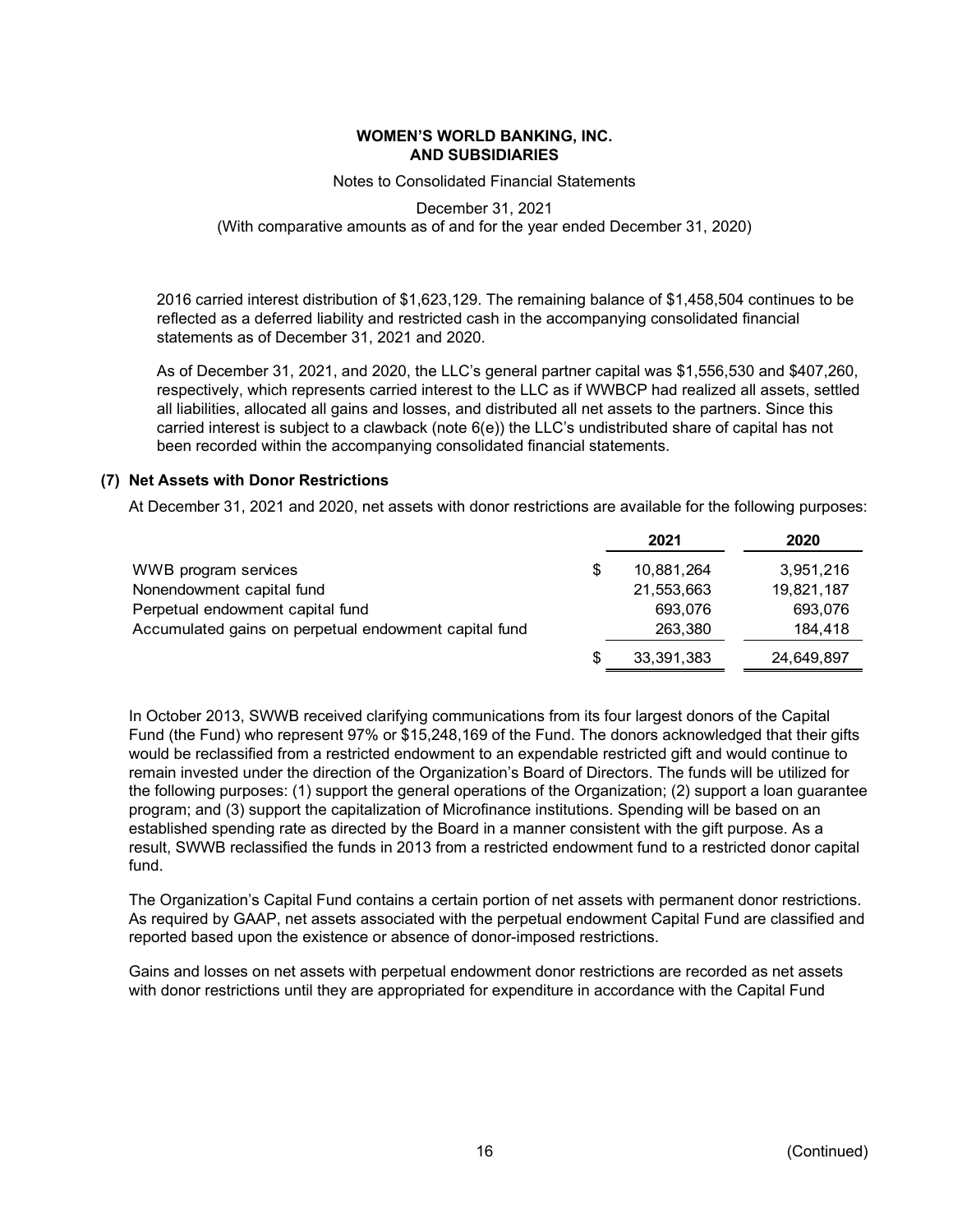2016 carried interest distribution of $1,623,129. The remaining balance of $1,458,504 continues to be reflected as a deferred liability and restricted cash in the accompanying consolidated financial statements as of December 31, 2021 and 2020.

As of December 31, 2021, and 2020, the LLC's general partner capital was $1,556,530 and $407,260, respectively, which represents carried interest to the LLC as if WWBCP had realized all assets, settled all liabilities, allocated all gains and losses, and distributed all net assets to the partners. Since this carried interest is subject to a clawback (note 6(e)) the LLC's undistributed share of capital has not been recorded within the accompanying consolidated financial statements.

## (7) Net Assets with Donor Restrictions

At December 31, 2021 and 2020, net assets with donor restrictions are available for the following purposes:

| | 2021 | 2020 |
|---|---|---|
| WWB program services | $ 10,881,264 | 3,951,216 |
| Nonendowment capital fund | 21,553,663 | 19,821,187 |
| Perpetual endowment capital fund | 693,076 | 693,076 |
| Accumulated gains on perpetual endowment capital fund | 263,380 | 184,418 |
| | $ 33,391,383 | 24,649,897 |

In October 2013, SWWB received clarifying communications from its four largest donors of the Capital Fund (the Fund) who represent 97% or $15,248,169 of the Fund. The donors acknowledged that their gifts would be reclassified from a restricted endowment to an expendable restricted gift and would continue to remain invested under the direction of the Organization's Board of Directors. The funds will be utilized for the following purposes: (1) support the general operations of the Organization; (2) support a loan guarantee program; and (3) support the capitalization of Microfinance institutions. Spending will be based on an established spending rate as directed by the Board in a manner consistent with the gift purpose. As a result, SWWB reclassified the funds in 2013 from a restricted endowment fund to a restricted donor capital fund.

The Organization's Capital Fund contains a certain portion of net assets with permanent donor restrictions. As required by GAAP, net assets associated with the perpetual endowment Capital Fund are classified and reported based upon the existence or absence of donor-imposed restrictions.

Gains and losses on net assets with perpetual endowment donor restrictions are recorded as net assets with donor restrictions until they are appropriated for expenditure in accordance with the Capital Fund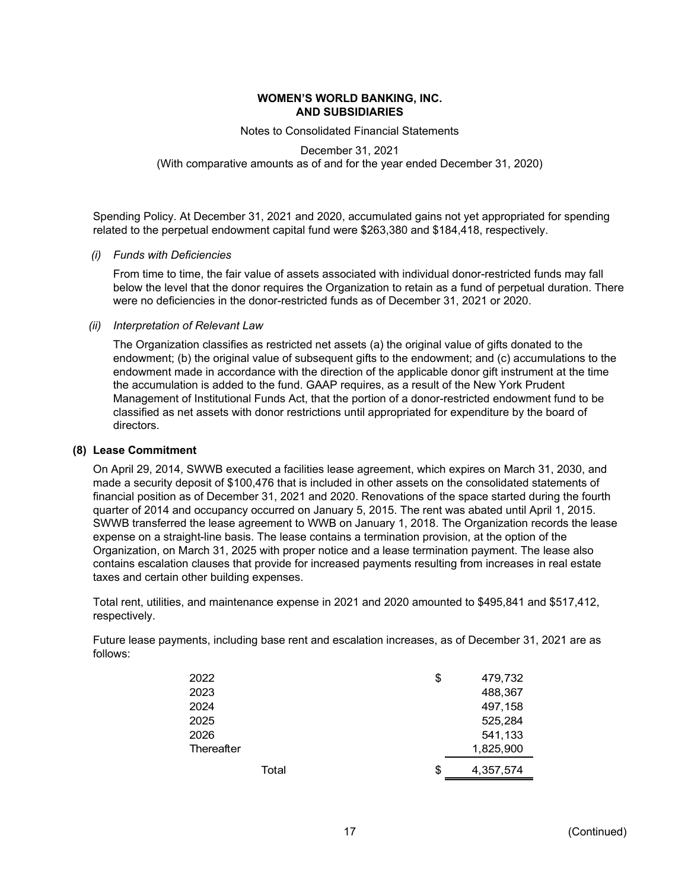Spending Policy. At December 31, 2021 and 2020, accumulated gains not yet appropriated for spending related to the perpetual endowment capital fund were $263,380 and $184,418, respectively.

*(i) Funds with Deficiencies*

From time to time, the fair value of assets associated with individual donor-restricted funds may fall below the level that the donor requires the Organization to retain as a fund of perpetual duration. There were no deficiencies in the donor-restricted funds as of December 31, 2021 or 2020.

*(ii) Interpretation of Relevant Law*

The Organization classifies as restricted net assets (a) the original value of gifts donated to the endowment; (b) the original value of subsequent gifts to the endowment; and (c) accumulations to the endowment made in accordance with the direction of the applicable donor gift instrument at the time the accumulation is added to the fund. GAAP requires, as a result of the New York Prudent Management of Institutional Funds Act, that the portion of a donor-restricted endowment fund to be classified as net assets with donor restrictions until appropriated for expenditure by the board of directors.

## (8) Lease Commitment

On April 29, 2014, SWWB executed a facilities lease agreement, which expires on March 31, 2030, and made a security deposit of $100,476 that is included in other assets on the consolidated statements of financial position as of December 31, 2021 and 2020. Renovations of the space started during the fourth quarter of 2014 and occupancy occurred on January 5, 2015. The rent was abated until April 1, 2015. SWWB transferred the lease agreement to WWB on January 1, 2018. The Organization records the lease expense on a straight-line basis. The lease contains a termination provision, at the option of the Organization, on March 31, 2025 with proper notice and a lease termination payment. The lease also contains escalation clauses that provide for increased payments resulting from increases in real estate taxes and certain other building expenses.

Total rent, utilities, and maintenance expense in 2021 and 2020 amounted to $495,841 and $517,412, respectively.

Future lease payments, including base rent and escalation increases, as of December 31, 2021 are as follows:

| | |
|---|---|
| 2022 | $ 479,732 |
| 2023 | 488,367 |
| 2024 | 497,158 |
| 2025 | 525,284 |
| 2026 | 541,133 |
| Thereafter | 1,825,900 |
| Total | $ 4,357,574 |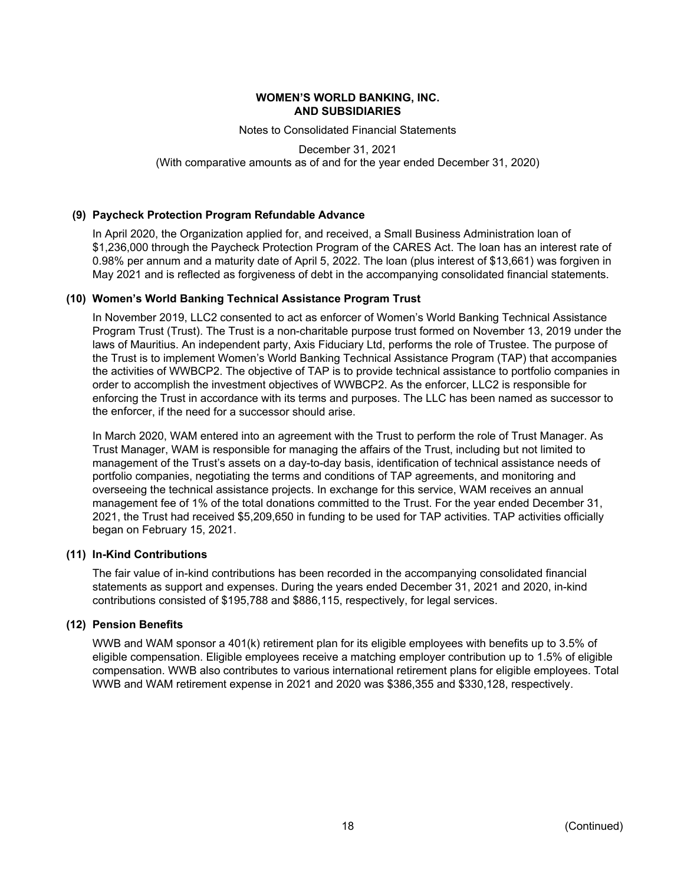**WOMEN'S WORLD BANKING, INC.**
**AND SUBSIDIARIES**

Notes to Consolidated Financial Statements

December 31, 2021
(With comparative amounts as of and for the year ended December 31, 2020)

## (9) Paycheck Protection Program Refundable Advance

In April 2020, the Organization applied for, and received, a Small Business Administration loan of $1,236,000 through the Paycheck Protection Program of the CARES Act. The loan has an interest rate of 0.98% per annum and a maturity date of April 5, 2022. The loan (plus interest of $13,661) was forgiven in May 2021 and is reflected as forgiveness of debt in the accompanying consolidated financial statements.

## (10) Women's World Banking Technical Assistance Program Trust

In November 2019, LLC2 consented to act as enforcer of Women's World Banking Technical Assistance Program Trust (Trust). The Trust is a non-charitable purpose trust formed on November 13, 2019 under the laws of Mauritius. An independent party, Axis Fiduciary Ltd, performs the role of Trustee. The purpose of the Trust is to implement Women's World Banking Technical Assistance Program (TAP) that accompanies the activities of WWBCP2. The objective of TAP is to provide technical assistance to portfolio companies in order to accomplish the investment objectives of WWBCP2. As the enforcer, LLC2 is responsible for enforcing the Trust in accordance with its terms and purposes. The LLC has been named as successor to the enforcer, if the need for a successor should arise.

In March 2020, WAM entered into an agreement with the Trust to perform the role of Trust Manager. As Trust Manager, WAM is responsible for managing the affairs of the Trust, including but not limited to management of the Trust's assets on a day-to-day basis, identification of technical assistance needs of portfolio companies, negotiating the terms and conditions of TAP agreements, and monitoring and overseeing the technical assistance projects. In exchange for this service, WAM receives an annual management fee of 1% of the total donations committed to the Trust. For the year ended December 31, 2021, the Trust had received $5,209,650 in funding to be used for TAP activities. TAP activities officially began on February 15, 2021.

## (11) In-Kind Contributions

The fair value of in-kind contributions has been recorded in the accompanying consolidated financial statements as support and expenses. During the years ended December 31, 2021 and 2020, in-kind contributions consisted of $195,788 and $886,115, respectively, for legal services.

## (12) Pension Benefits

WWB and WAM sponsor a 401(k) retirement plan for its eligible employees with benefits up to 3.5% of eligible compensation. Eligible employees receive a matching employer contribution up to 1.5% of eligible compensation. WWB also contributes to various international retirement plans for eligible employees. Total WWB and WAM retirement expense in 2021 and 2020 was $386,355 and $330,128, respectively.

(Continued)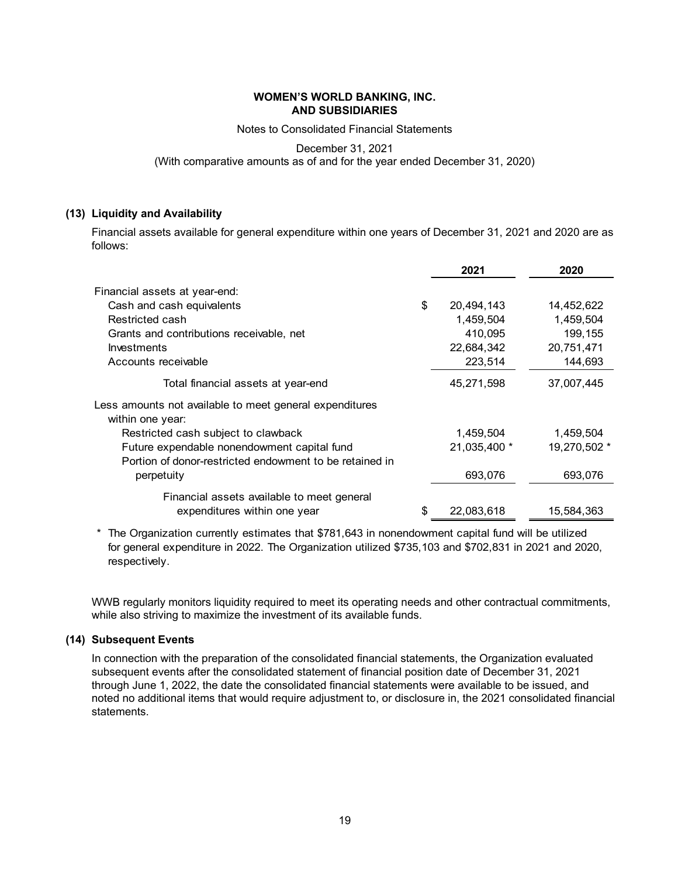**WOMEN'S WORLD BANKING, INC.**
**AND SUBSIDIARIES**

Notes to Consolidated Financial Statements

December 31, 2021
(With comparative amounts as of and for the year ended December 31, 2020)

## (13) Liquidity and Availability

Financial assets available for general expenditure within one years of December 31, 2021 and 2020 are as follows:

| | | 2021 | 2020 |
|---|---|---|---|
| Financial assets at year-end: | | | |
| Cash and cash equivalents | $ | 20,494,143 | 14,452,622 |
| Restricted cash | | 1,459,504 | 1,459,504 |
| Grants and contributions receivable, net | | 410,095 | 199,155 |
| Investments | | 22,684,342 | 20,751,471 |
| Accounts receivable | | 223,514 | 144,693 |
| Total financial assets at year-end | | 45,271,598 | 37,007,445 |
| Less amounts not available to meet general expenditures within one year: | | | |
| Restricted cash subject to clawback | | 1,459,504 | 1,459,504 |
| Future expendable nonendowment capital fund | | 21,035,400 * | 19,270,502 * |
| Portion of donor-restricted endowment to be retained in perpetuity | | 693,076 | 693,076 |
| Financial assets available to meet general expenditures within one year | $ | 22,083,618 | 15,584,363 |

\* The Organization currently estimates that $781,643 in nonendowment capital fund will be utilized for general expenditure in 2022. The Organization utilized $735,103 and $702,831 in 2021 and 2020, respectively.

WWB regularly monitors liquidity required to meet its operating needs and other contractual commitments, while also striving to maximize the investment of its available funds.

## (14) Subsequent Events

In connection with the preparation of the consolidated financial statements, the Organization evaluated subsequent events after the consolidated statement of financial position date of December 31, 2021 through June 1, 2022, the date the consolidated financial statements were available to be issued, and noted no additional items that would require adjustment to, or disclosure in, the 2021 consolidated financial statements.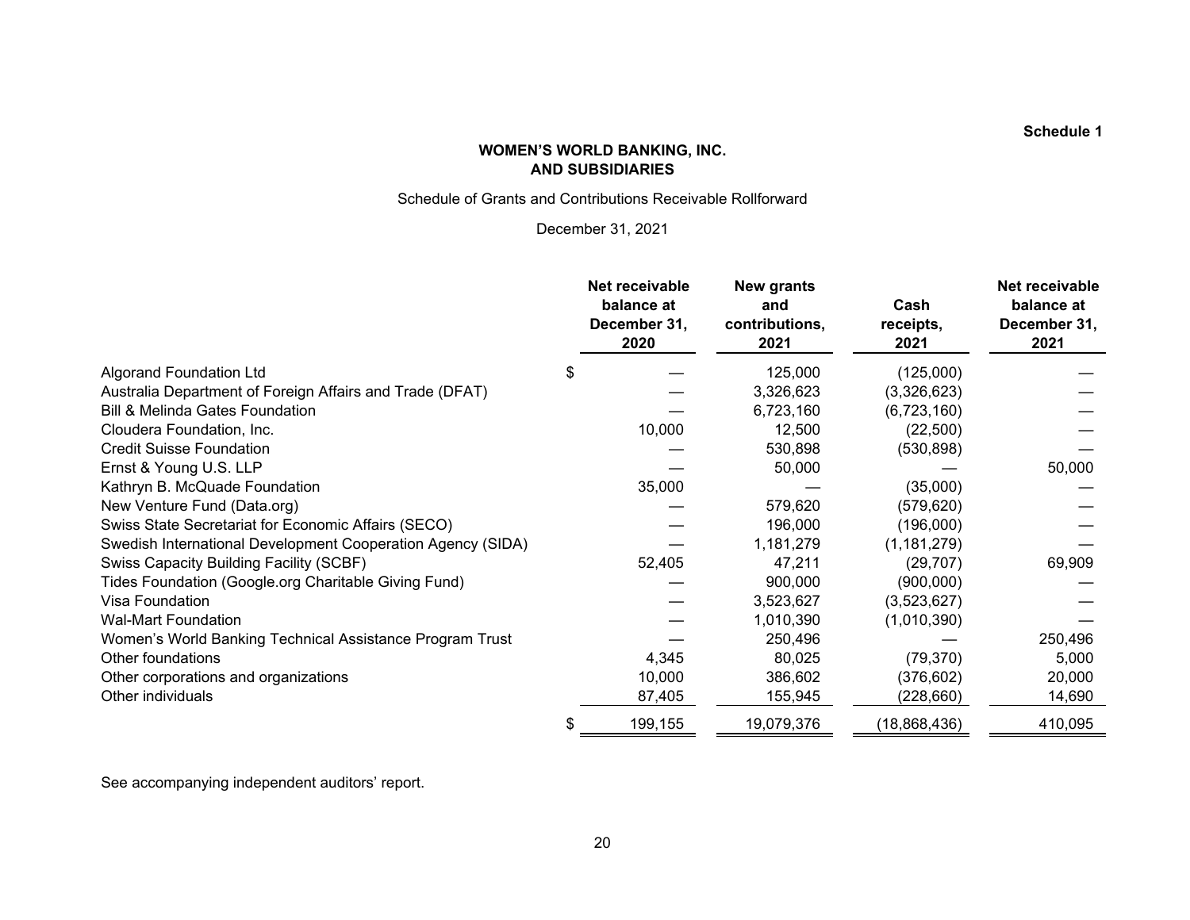Schedule 1

**WOMEN'S WORLD BANKING, INC.**
**AND SUBSIDIARIES**

Schedule of Grants and Contributions Receivable Rollforward

December 31, 2021

| | Net receivable balance at December 31, 2020 | New grants and contributions, 2021 | Cash receipts, 2021 | Net receivable balance at December 31, 2021 |
|---|---|---|---|---|
| Algorand Foundation Ltd | $ — | 125,000 | (125,000) | — |
| Australia Department of Foreign Affairs and Trade (DFAT) | — | 3,326,623 | (3,326,623) | — |
| Bill & Melinda Gates Foundation | — | 6,723,160 | (6,723,160) | — |
| Cloudera Foundation, Inc. | 10,000 | 12,500 | (22,500) | — |
| Credit Suisse Foundation | — | 530,898 | (530,898) | — |
| Ernst & Young U.S. LLP | — | 50,000 | — | 50,000 |
| Kathryn B. McQuade Foundation | 35,000 | — | (35,000) | — |
| New Venture Fund (Data.org) | — | 579,620 | (579,620) | — |
| Swiss State Secretariat for Economic Affairs (SECO) | — | 196,000 | (196,000) | — |
| Swedish International Development Cooperation Agency (SIDA) | — | 1,181,279 | (1,181,279) | — |
| Swiss Capacity Building Facility (SCBF) | 52,405 | 47,211 | (29,707) | 69,909 |
| Tides Foundation (Google.org Charitable Giving Fund) | — | 900,000 | (900,000) | — |
| Visa Foundation | — | 3,523,627 | (3,523,627) | — |
| Wal-Mart Foundation | — | 1,010,390 | (1,010,390) | — |
| Women's World Banking Technical Assistance Program Trust | — | 250,496 | — | 250,496 |
| Other foundations | 4,345 | 80,025 | (79,370) | 5,000 |
| Other corporations and organizations | 10,000 | 386,602 | (376,602) | 20,000 |
| Other individuals | 87,405 | 155,945 | (228,660) | 14,690 |
| | $ 199,155 | 19,079,376 | (18,868,436) | 410,095 |

See accompanying independent auditors' report.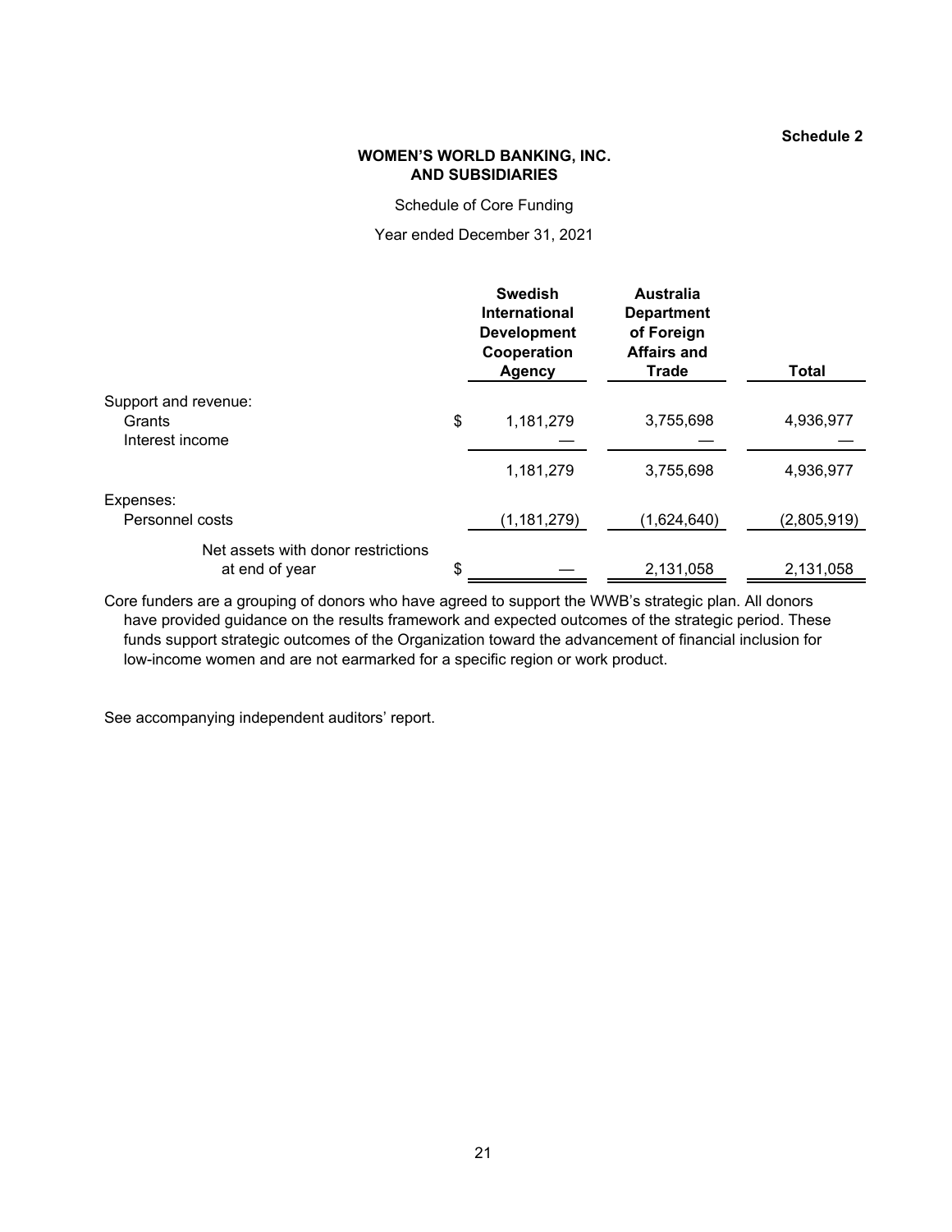**Schedule 2**

**WOMEN'S WORLD BANKING, INC.**
**AND SUBSIDIARIES**

Schedule of Core Funding

Year ended December 31, 2021

| | | Swedish International Development Cooperation Agency | Australia Department of Foreign Affairs and Trade | Total |
|---|---|---|---|---|
| Support and revenue: | | | | |
| Grants | $ | 1,181,279 | 3,755,698 | 4,936,977 |
| Interest income | | — | — | — |
| | | 1,181,279 | 3,755,698 | 4,936,977 |
| Expenses: | | | | |
| Personnel costs | | (1,181,279) | (1,624,640) | (2,805,919) |
| Net assets with donor restrictions at end of year | $ | — | 2,131,058 | 2,131,058 |

Core funders are a grouping of donors who have agreed to support the WWB's strategic plan. All donors have provided guidance on the results framework and expected outcomes of the strategic period. These funds support strategic outcomes of the Organization toward the advancement of financial inclusion for low-income women and are not earmarked for a specific region or work product.

See accompanying independent auditors' report.